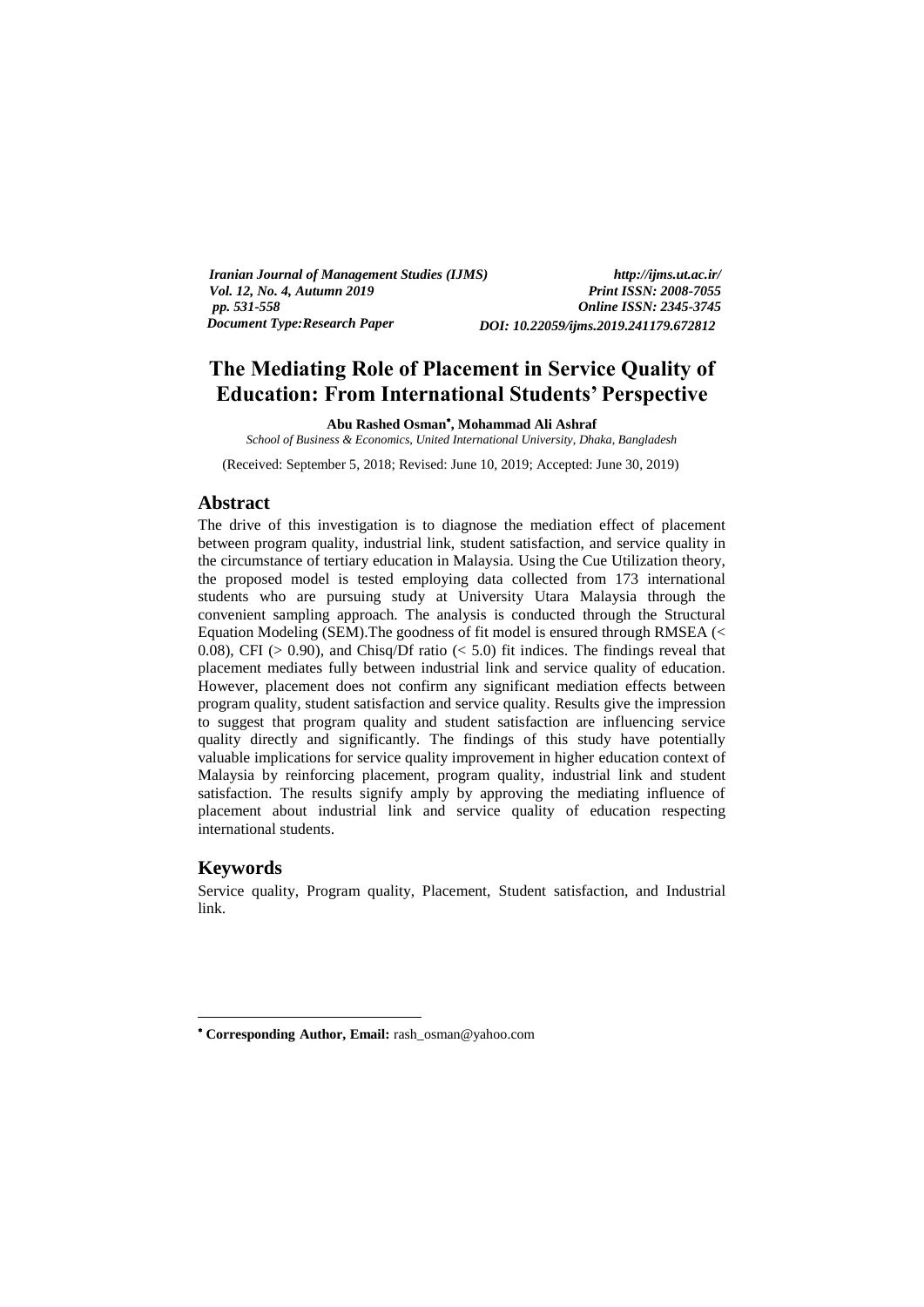# The Mediating Role of Placement in Service Quality of Education: From International Students' Perspective

**Abu Rashed Osman**[•]**, Mohammad Ali Ashraf**

*School of Business & Economics, United International University, Dhaka, Bangladesh*

(Received: September 5, 2018; Revised: June 10, 2019; Accepted: June 30, 2019)

## Abstract

The drive of this investigation is to diagnose the mediation effect of placement between program quality, industrial link, student satisfaction, and service quality in the circumstance of tertiary education in Malaysia. Using the Cue Utilization theory, the proposed model is tested employing data collected from 173 international students who are pursuing study at University Utara Malaysia through the convenient sampling approach. The analysis is conducted through the Structural Equation Modeling (SEM).The goodness of fit model is ensured through RMSEA (< 0.08), CFI (> 0.90), and Chisq/Df ratio (< 5.0) fit indices. The findings reveal that placement mediates fully between industrial link and service quality of education. However, placement does not confirm any significant mediation effects between program quality, student satisfaction and service quality. Results give the impression to suggest that program quality and student satisfaction are influencing service quality directly and significantly. The findings of this study have potentially valuable implications for service quality improvement in higher education context of Malaysia by reinforcing placement, program quality, industrial link and student satisfaction. The results signify amply by approving the mediating influence of placement about industrial link and service quality of education respecting international students.

## Keywords

Service quality, Program quality, Placement, Student satisfaction, and Industrial link.

---

[•] **Corresponding Author, Email:** rash_osman@yahoo.com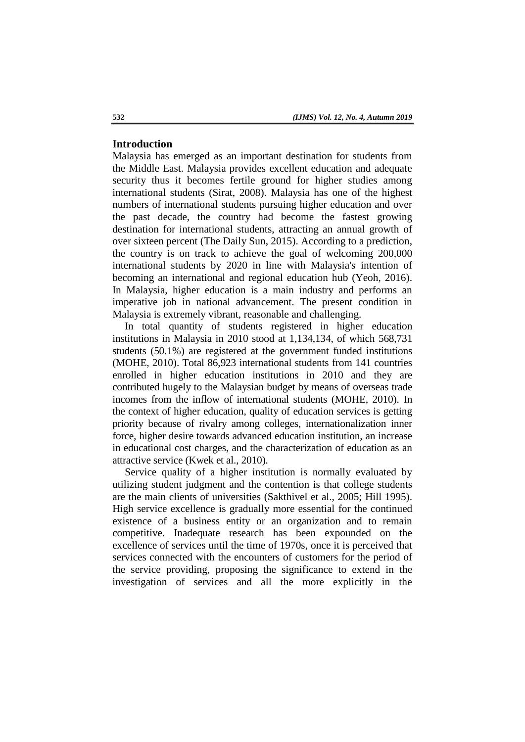## Introduction

Malaysia has emerged as an important destination for students from the Middle East. Malaysia provides excellent education and adequate security thus it becomes fertile ground for higher studies among international students (Sirat, 2008). Malaysia has one of the highest numbers of international students pursuing higher education and over the past decade, the country had become the fastest growing destination for international students, attracting an annual growth of over sixteen percent (The Daily Sun, 2015). According to a prediction, the country is on track to achieve the goal of welcoming 200,000 international students by 2020 in line with Malaysia's intention of becoming an international and regional education hub (Yeoh, 2016). In Malaysia, higher education is a main industry and performs an imperative job in national advancement. The present condition in Malaysia is extremely vibrant, reasonable and challenging.

In total quantity of students registered in higher education institutions in Malaysia in 2010 stood at 1,134,134, of which 568,731 students (50.1%) are registered at the government funded institutions (MOHE, 2010). Total 86,923 international students from 141 countries enrolled in higher education institutions in 2010 and they are contributed hugely to the Malaysian budget by means of overseas trade incomes from the inflow of international students (MOHE, 2010). In the context of higher education, quality of education services is getting priority because of rivalry among colleges, internationalization inner force, higher desire towards advanced education institution, an increase in educational cost charges, and the characterization of education as an attractive service (Kwek et al., 2010).

Service quality of a higher institution is normally evaluated by utilizing student judgment and the contention is that college students are the main clients of universities (Sakthivel et al., 2005; Hill 1995). High service excellence is gradually more essential for the continued existence of a business entity or an organization and to remain competitive. Inadequate research has been expounded on the excellence of services until the time of 1970s, once it is perceived that services connected with the encounters of customers for the period of the service providing, proposing the significance to extend in the investigation of services and all the more explicitly in the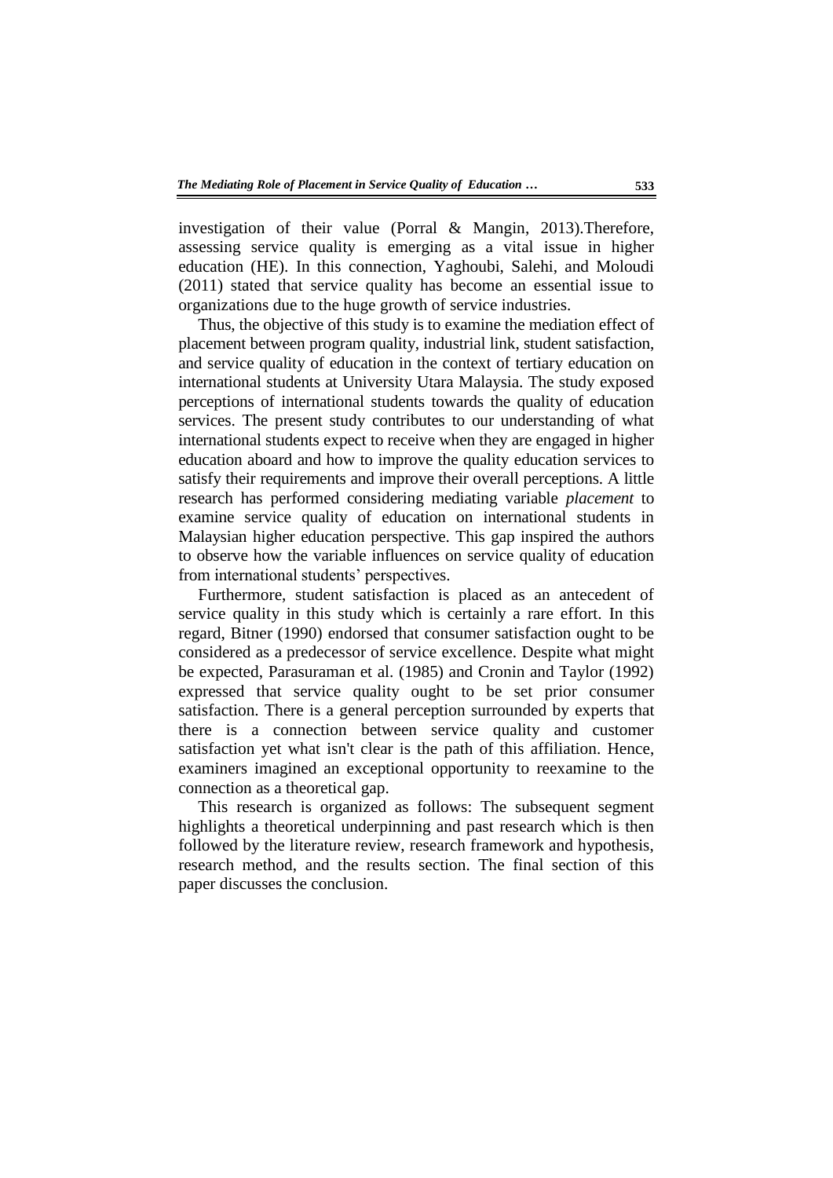investigation of their value (Porral & Mangin, 2013).Therefore, assessing service quality is emerging as a vital issue in higher education (HE). In this connection, Yaghoubi, Salehi, and Moloudi (2011) stated that service quality has become an essential issue to organizations due to the huge growth of service industries.

Thus, the objective of this study is to examine the mediation effect of placement between program quality, industrial link, student satisfaction, and service quality of education in the context of tertiary education on international students at University Utara Malaysia. The study exposed perceptions of international students towards the quality of education services. The present study contributes to our understanding of what international students expect to receive when they are engaged in higher education aboard and how to improve the quality education services to satisfy their requirements and improve their overall perceptions. A little research has performed considering mediating variable *placement* to examine service quality of education on international students in Malaysian higher education perspective. This gap inspired the authors to observe how the variable influences on service quality of education from international students' perspectives.

Furthermore, student satisfaction is placed as an antecedent of service quality in this study which is certainly a rare effort. In this regard, Bitner (1990) endorsed that consumer satisfaction ought to be considered as a predecessor of service excellence. Despite what might be expected, Parasuraman et al. (1985) and Cronin and Taylor (1992) expressed that service quality ought to be set prior consumer satisfaction. There is a general perception surrounded by experts that there is a connection between service quality and customer satisfaction yet what isn't clear is the path of this affiliation. Hence, examiners imagined an exceptional opportunity to reexamine to the connection as a theoretical gap.

This research is organized as follows: The subsequent segment highlights a theoretical underpinning and past research which is then followed by the literature review, research framework and hypothesis, research method, and the results section. The final section of this paper discusses the conclusion.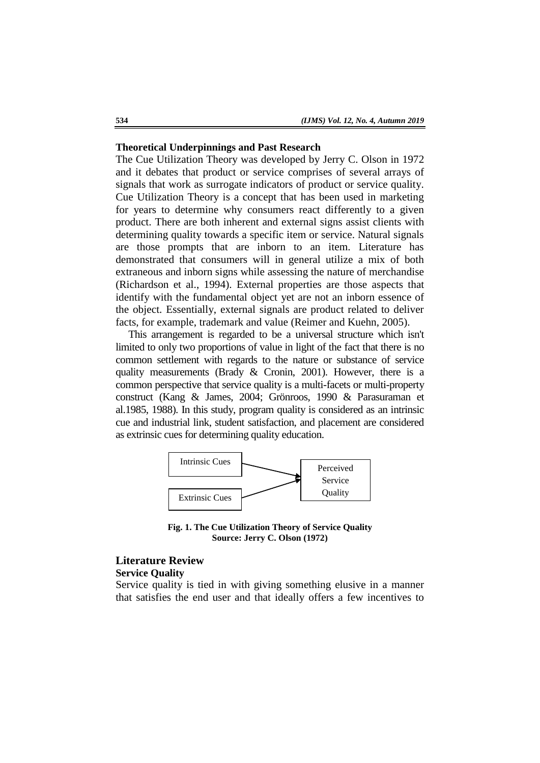### Theoretical Underpinnings and Past Research

The Cue Utilization Theory was developed by Jerry C. Olson in 1972 and it debates that product or service comprises of several arrays of signals that work as surrogate indicators of product or service quality. Cue Utilization Theory is a concept that has been used in marketing for years to determine why consumers react differently to a given product. There are both inherent and external signs assist clients with determining quality towards a specific item or service. Natural signals are those prompts that are inborn to an item. Literature has demonstrated that consumers will in general utilize a mix of both extraneous and inborn signs while assessing the nature of merchandise (Richardson et al., 1994). External properties are those aspects that identify with the fundamental object yet are not an inborn essence of the object. Essentially, external signals are product related to deliver facts, for example, trademark and value (Reimer and Kuehn, 2005).

This arrangement is regarded to be a universal structure which isn't limited to only two proportions of value in light of the fact that there is no common settlement with regards to the nature or substance of service quality measurements (Brady & Cronin, 2001). However, there is a common perspective that service quality is a multi-facets or multi-property construct (Kang & James, 2004; Grönroos, 1990 & Parasuraman et al.1985, 1988). In this study, program quality is considered as an intrinsic cue and industrial link, student satisfaction, and placement are considered as extrinsic cues for determining quality education.

Intrinsic Cues → Perceived Service Quality ← Extrinsic Cues

**Fig. 1. The Cue Utilization Theory of Service Quality**
**Source: Jerry C. Olson (1972)**

## Literature Review

### Service Quality

Service quality is tied in with giving something elusive in a manner that satisfies the end user and that ideally offers a few incentives to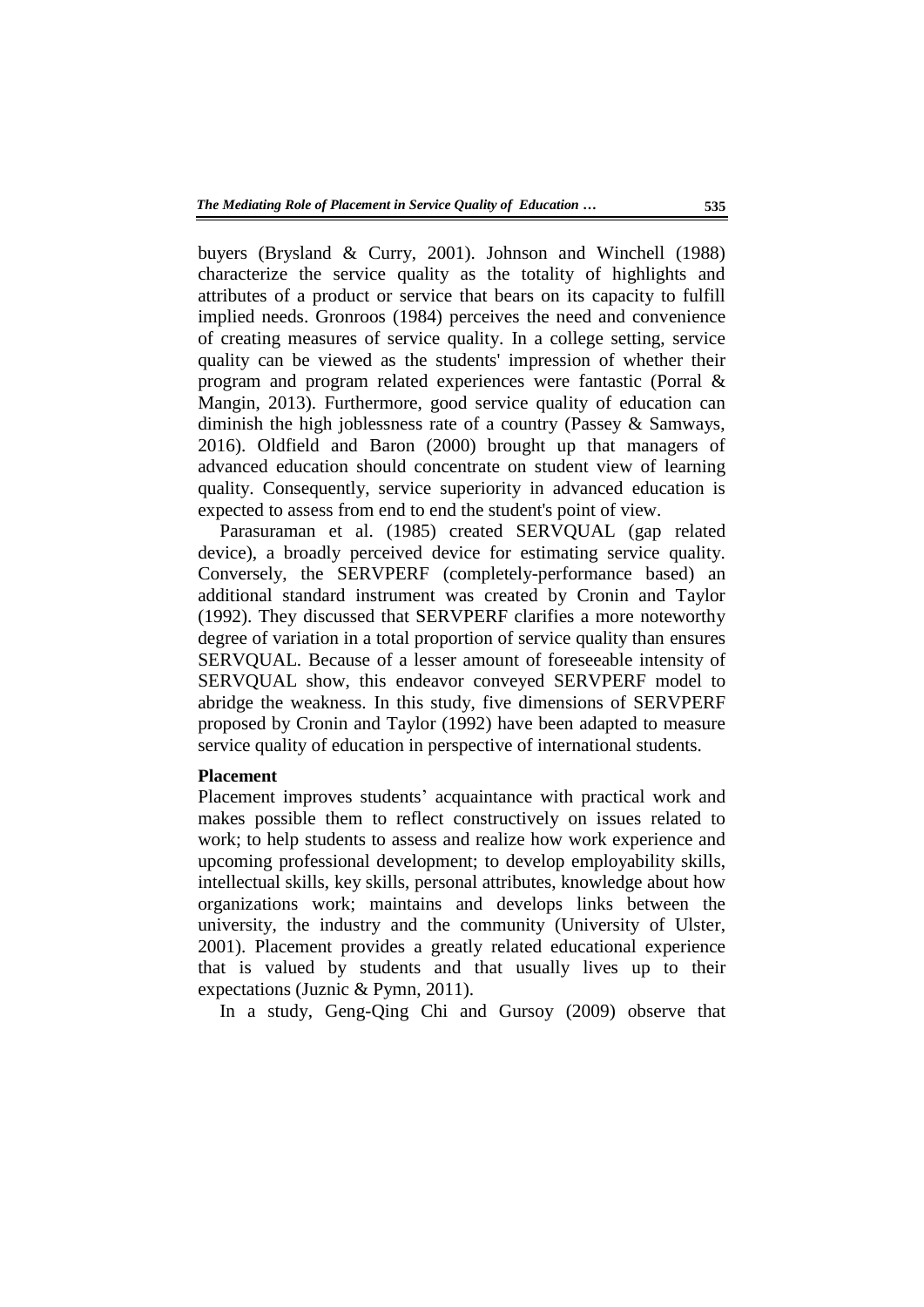buyers (Brysland & Curry, 2001). Johnson and Winchell (1988) characterize the service quality as the totality of highlights and attributes of a product or service that bears on its capacity to fulfill implied needs. Gronroos (1984) perceives the need and convenience of creating measures of service quality. In a college setting, service quality can be viewed as the students' impression of whether their program and program related experiences were fantastic (Porral & Mangin, 2013). Furthermore, good service quality of education can diminish the high joblessness rate of a country (Passey & Samways, 2016). Oldfield and Baron (2000) brought up that managers of advanced education should concentrate on student view of learning quality. Consequently, service superiority in advanced education is expected to assess from end to end the student's point of view.

Parasuraman et al. (1985) created SERVQUAL (gap related device), a broadly perceived device for estimating service quality. Conversely, the SERVPERF (completely-performance based) an additional standard instrument was created by Cronin and Taylor (1992). They discussed that SERVPERF clarifies a more noteworthy degree of variation in a total proportion of service quality than ensures SERVQUAL. Because of a lesser amount of foreseeable intensity of SERVQUAL show, this endeavor conveyed SERVPERF model to abridge the weakness. In this study, five dimensions of SERVPERF proposed by Cronin and Taylor (1992) have been adapted to measure service quality of education in perspective of international students.

**Placement**

Placement improves students' acquaintance with practical work and makes possible them to reflect constructively on issues related to work; to help students to assess and realize how work experience and upcoming professional development; to develop employability skills, intellectual skills, key skills, personal attributes, knowledge about how organizations work; maintains and develops links between the university, the industry and the community (University of Ulster, 2001). Placement provides a greatly related educational experience that is valued by students and that usually lives up to their expectations (Juznic & Pymn, 2011).

In a study, Geng-Qing Chi and Gursoy (2009) observe that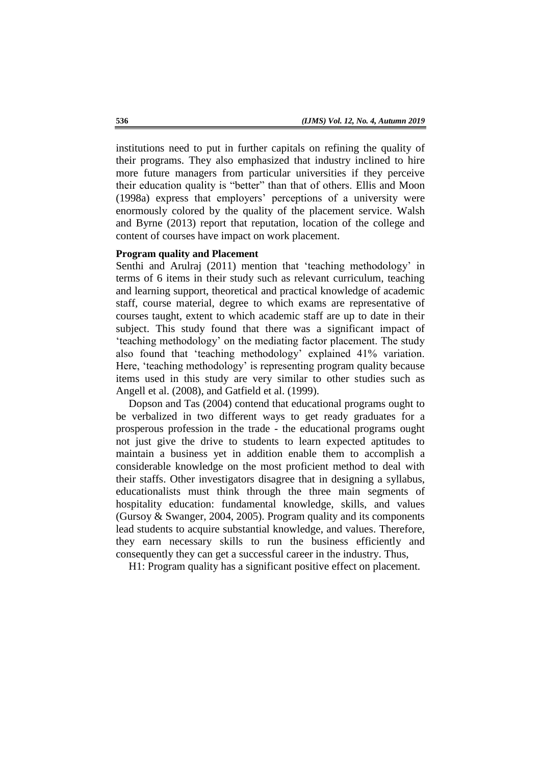institutions need to put in further capitals on refining the quality of their programs. They also emphasized that industry inclined to hire more future managers from particular universities if they perceive their education quality is "better" than that of others. Ellis and Moon (1998a) express that employers' perceptions of a university were enormously colored by the quality of the placement service. Walsh and Byrne (2013) report that reputation, location of the college and content of courses have impact on work placement.

**Program quality and Placement**

Senthi and Arulraj (2011) mention that 'teaching methodology' in terms of 6 items in their study such as relevant curriculum, teaching and learning support, theoretical and practical knowledge of academic staff, course material, degree to which exams are representative of courses taught, extent to which academic staff are up to date in their subject. This study found that there was a significant impact of 'teaching methodology' on the mediating factor placement. The study also found that 'teaching methodology' explained 41% variation. Here, 'teaching methodology' is representing program quality because items used in this study are very similar to other studies such as Angell et al. (2008), and Gatfield et al. (1999).

Dopson and Tas (2004) contend that educational programs ought to be verbalized in two different ways to get ready graduates for a prosperous profession in the trade - the educational programs ought not just give the drive to students to learn expected aptitudes to maintain a business yet in addition enable them to accomplish a considerable knowledge on the most proficient method to deal with their staffs. Other investigators disagree that in designing a syllabus, educationalists must think through the three main segments of hospitality education: fundamental knowledge, skills, and values (Gursoy & Swanger, 2004, 2005). Program quality and its components lead students to acquire substantial knowledge, and values. Therefore, they earn necessary skills to run the business efficiently and consequently they can get a successful career in the industry. Thus,

H1: Program quality has a significant positive effect on placement.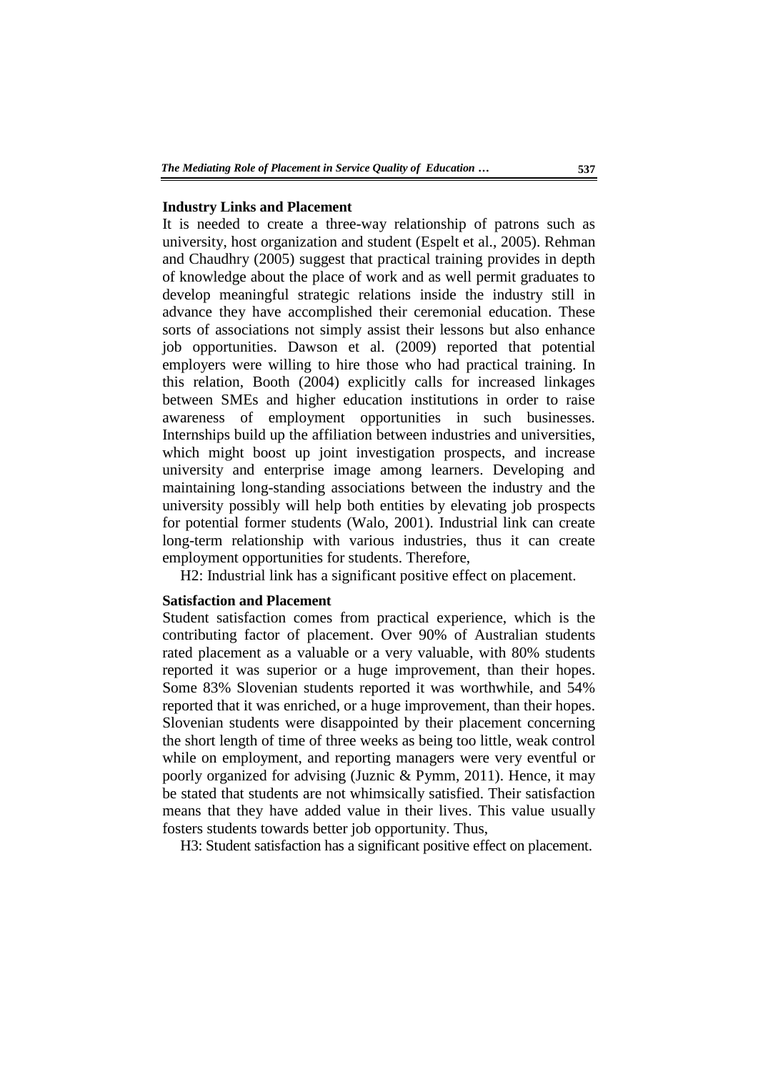**Industry Links and Placement**

It is needed to create a three-way relationship of patrons such as university, host organization and student (Espelt et al., 2005). Rehman and Chaudhry (2005) suggest that practical training provides in depth of knowledge about the place of work and as well permit graduates to develop meaningful strategic relations inside the industry still in advance they have accomplished their ceremonial education. These sorts of associations not simply assist their lessons but also enhance job opportunities. Dawson et al. (2009) reported that potential employers were willing to hire those who had practical training. In this relation, Booth (2004) explicitly calls for increased linkages between SMEs and higher education institutions in order to raise awareness of employment opportunities in such businesses. Internships build up the affiliation between industries and universities, which might boost up joint investigation prospects, and increase university and enterprise image among learners. Developing and maintaining long-standing associations between the industry and the university possibly will help both entities by elevating job prospects for potential former students (Walo, 2001). Industrial link can create long-term relationship with various industries, thus it can create employment opportunities for students. Therefore,

H2: Industrial link has a significant positive effect on placement.

**Satisfaction and Placement**

Student satisfaction comes from practical experience, which is the contributing factor of placement. Over 90% of Australian students rated placement as a valuable or a very valuable, with 80% students reported it was superior or a huge improvement, than their hopes. Some 83% Slovenian students reported it was worthwhile, and 54% reported that it was enriched, or a huge improvement, than their hopes. Slovenian students were disappointed by their placement concerning the short length of time of three weeks as being too little, weak control while on employment, and reporting managers were very eventful or poorly organized for advising (Juznic & Pymm, 2011). Hence, it may be stated that students are not whimsically satisfied. Their satisfaction means that they have added value in their lives. This value usually fosters students towards better job opportunity. Thus,

H3: Student satisfaction has a significant positive effect on placement.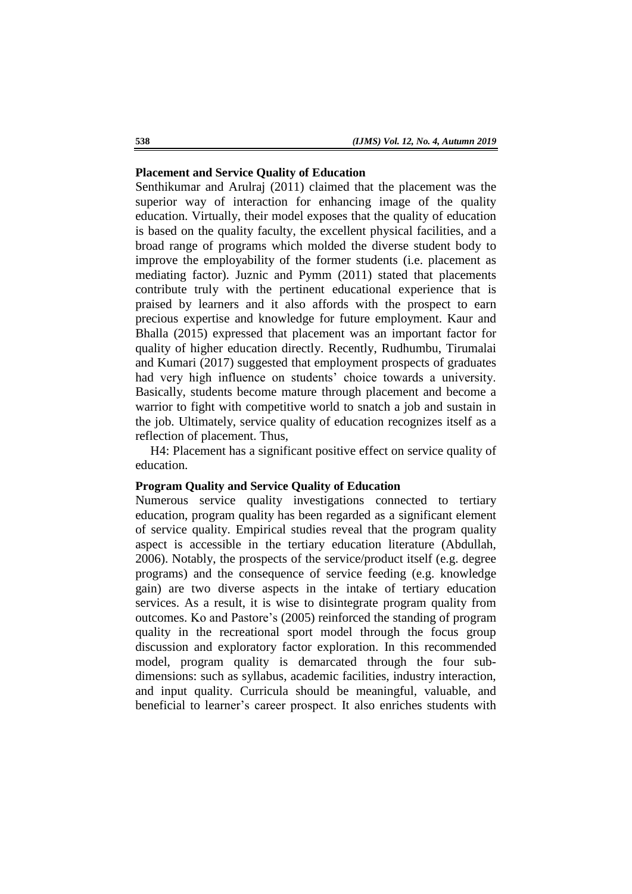**Placement and Service Quality of Education**

Senthikumar and Arulraj (2011) claimed that the placement was the superior way of interaction for enhancing image of the quality education. Virtually, their model exposes that the quality of education is based on the quality faculty, the excellent physical facilities, and a broad range of programs which molded the diverse student body to improve the employability of the former students (i.e. placement as mediating factor). Juznic and Pymm (2011) stated that placements contribute truly with the pertinent educational experience that is praised by learners and it also affords with the prospect to earn precious expertise and knowledge for future employment. Kaur and Bhalla (2015) expressed that placement was an important factor for quality of higher education directly. Recently, Rudhumbu, Tirumalai and Kumari (2017) suggested that employment prospects of graduates had very high influence on students' choice towards a university. Basically, students become mature through placement and become a warrior to fight with competitive world to snatch a job and sustain in the job. Ultimately, service quality of education recognizes itself as a reflection of placement. Thus,

H4: Placement has a significant positive effect on service quality of education.

**Program Quality and Service Quality of Education**

Numerous service quality investigations connected to tertiary education, program quality has been regarded as a significant element of service quality. Empirical studies reveal that the program quality aspect is accessible in the tertiary education literature (Abdullah, 2006). Notably, the prospects of the service/product itself (e.g. degree programs) and the consequence of service feeding (e.g. knowledge gain) are two diverse aspects in the intake of tertiary education services. As a result, it is wise to disintegrate program quality from outcomes. Ko and Pastore's (2005) reinforced the standing of program quality in the recreational sport model through the focus group discussion and exploratory factor exploration. In this recommended model, program quality is demarcated through the four sub-dimensions: such as syllabus, academic facilities, industry interaction, and input quality. Curricula should be meaningful, valuable, and beneficial to learner's career prospect. It also enriches students with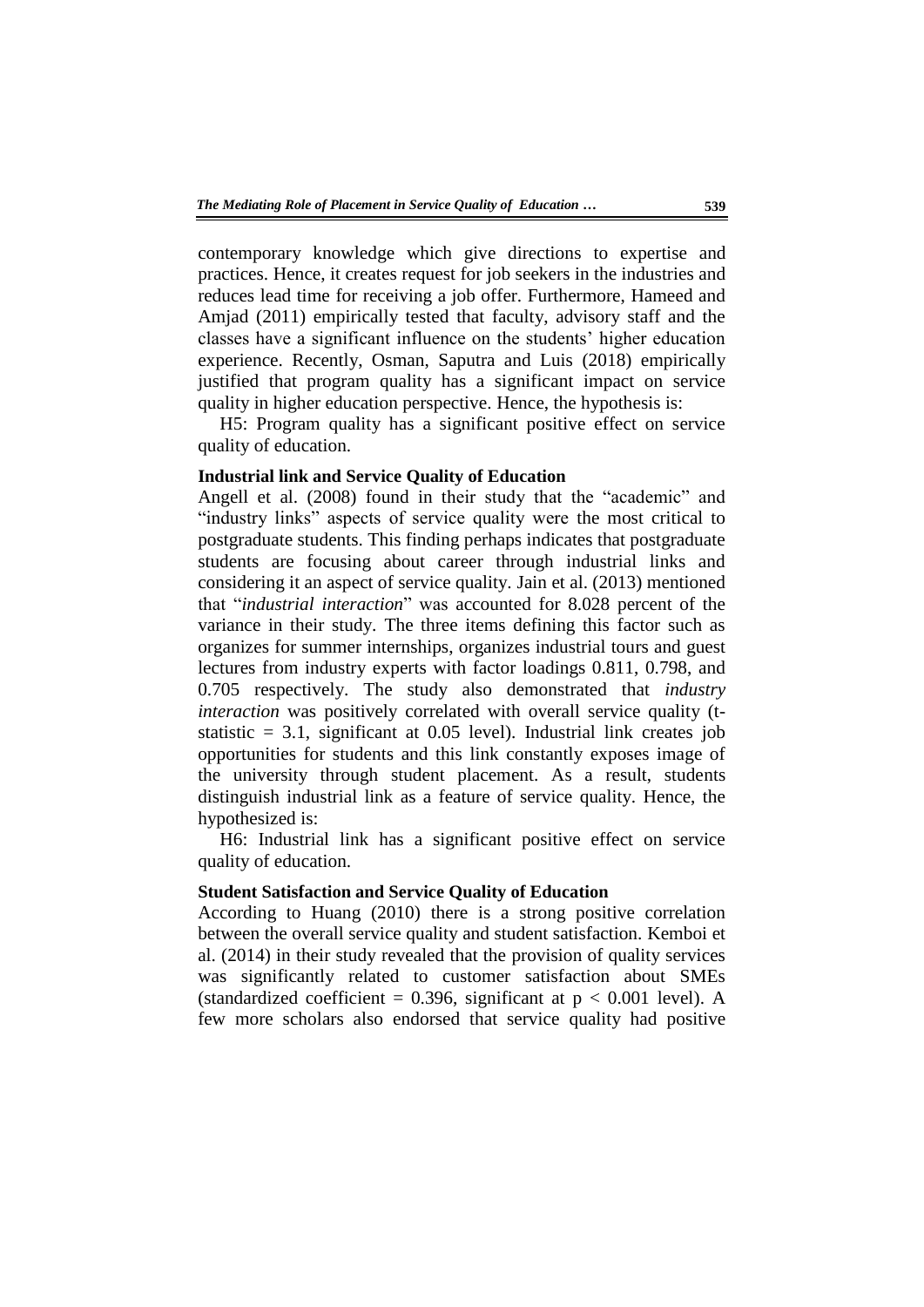contemporary knowledge which give directions to expertise and practices. Hence, it creates request for job seekers in the industries and reduces lead time for receiving a job offer. Furthermore, Hameed and Amjad (2011) empirically tested that faculty, advisory staff and the classes have a significant influence on the students' higher education experience. Recently, Osman, Saputra and Luis (2018) empirically justified that program quality has a significant impact on service quality in higher education perspective. Hence, the hypothesis is:

H5: Program quality has a significant positive effect on service quality of education.

**Industrial link and Service Quality of Education**

Angell et al. (2008) found in their study that the "academic" and "industry links" aspects of service quality were the most critical to postgraduate students. This finding perhaps indicates that postgraduate students are focusing about career through industrial links and considering it an aspect of service quality. Jain et al. (2013) mentioned that "*industrial interaction*" was accounted for 8.028 percent of the variance in their study. The three items defining this factor such as organizes for summer internships, organizes industrial tours and guest lectures from industry experts with factor loadings 0.811, 0.798, and 0.705 respectively. The study also demonstrated that *industry interaction* was positively correlated with overall service quality (t-statistic = 3.1, significant at 0.05 level). Industrial link creates job opportunities for students and this link constantly exposes image of the university through student placement. As a result, students distinguish industrial link as a feature of service quality. Hence, the hypothesized is:

H6: Industrial link has a significant positive effect on service quality of education.

**Student Satisfaction and Service Quality of Education**

According to Huang (2010) there is a strong positive correlation between the overall service quality and student satisfaction. Kemboi et al. (2014) in their study revealed that the provision of quality services was significantly related to customer satisfaction about SMEs (standardized coefficient = 0.396, significant at $p < 0.001$ level). A few more scholars also endorsed that service quality had positive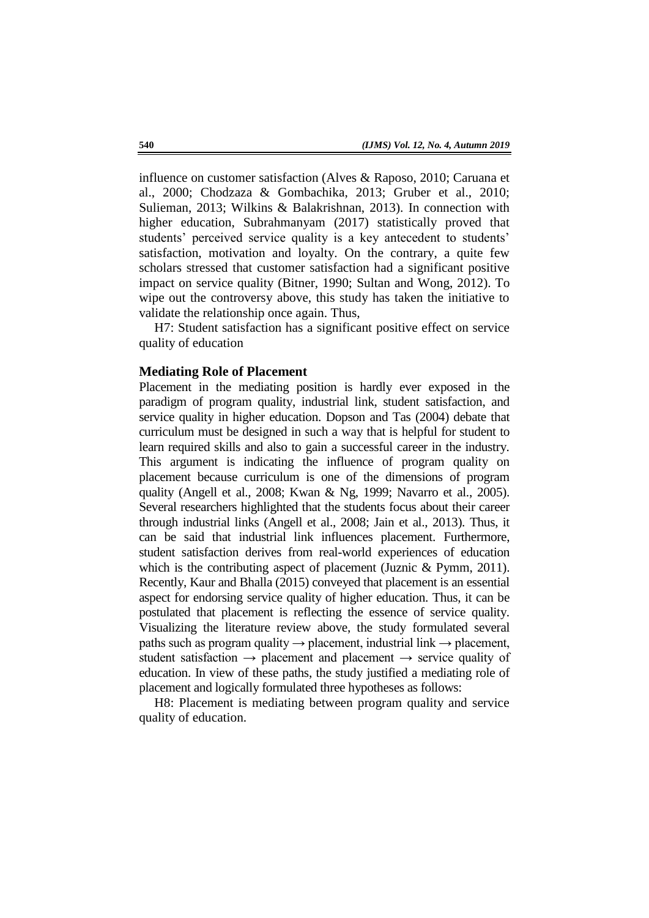influence on customer satisfaction (Alves & Raposo, 2010; Caruana et al., 2000; Chodzaza & Gombachika, 2013; Gruber et al., 2010; Sulieman, 2013; Wilkins & Balakrishnan, 2013). In connection with higher education, Subrahmanyam (2017) statistically proved that students' perceived service quality is a key antecedent to students' satisfaction, motivation and loyalty. On the contrary, a quite few scholars stressed that customer satisfaction had a significant positive impact on service quality (Bitner, 1990; Sultan and Wong, 2012). To wipe out the controversy above, this study has taken the initiative to validate the relationship once again. Thus,

H7: Student satisfaction has a significant positive effect on service quality of education

### Mediating Role of Placement

Placement in the mediating position is hardly ever exposed in the paradigm of program quality, industrial link, student satisfaction, and service quality in higher education. Dopson and Tas (2004) debate that curriculum must be designed in such a way that is helpful for student to learn required skills and also to gain a successful career in the industry. This argument is indicating the influence of program quality on placement because curriculum is one of the dimensions of program quality (Angell et al., 2008; Kwan & Ng, 1999; Navarro et al., 2005). Several researchers highlighted that the students focus about their career through industrial links (Angell et al., 2008; Jain et al., 2013). Thus, it can be said that industrial link influences placement. Furthermore, student satisfaction derives from real-world experiences of education which is the contributing aspect of placement (Juznic & Pymm, 2011). Recently, Kaur and Bhalla (2015) conveyed that placement is an essential aspect for endorsing service quality of higher education. Thus, it can be postulated that placement is reflecting the essence of service quality. Visualizing the literature review above, the study formulated several paths such as program quality → placement, industrial link → placement, student satisfaction → placement and placement → service quality of education. In view of these paths, the study justified a mediating role of placement and logically formulated three hypotheses as follows:

H8: Placement is mediating between program quality and service quality of education.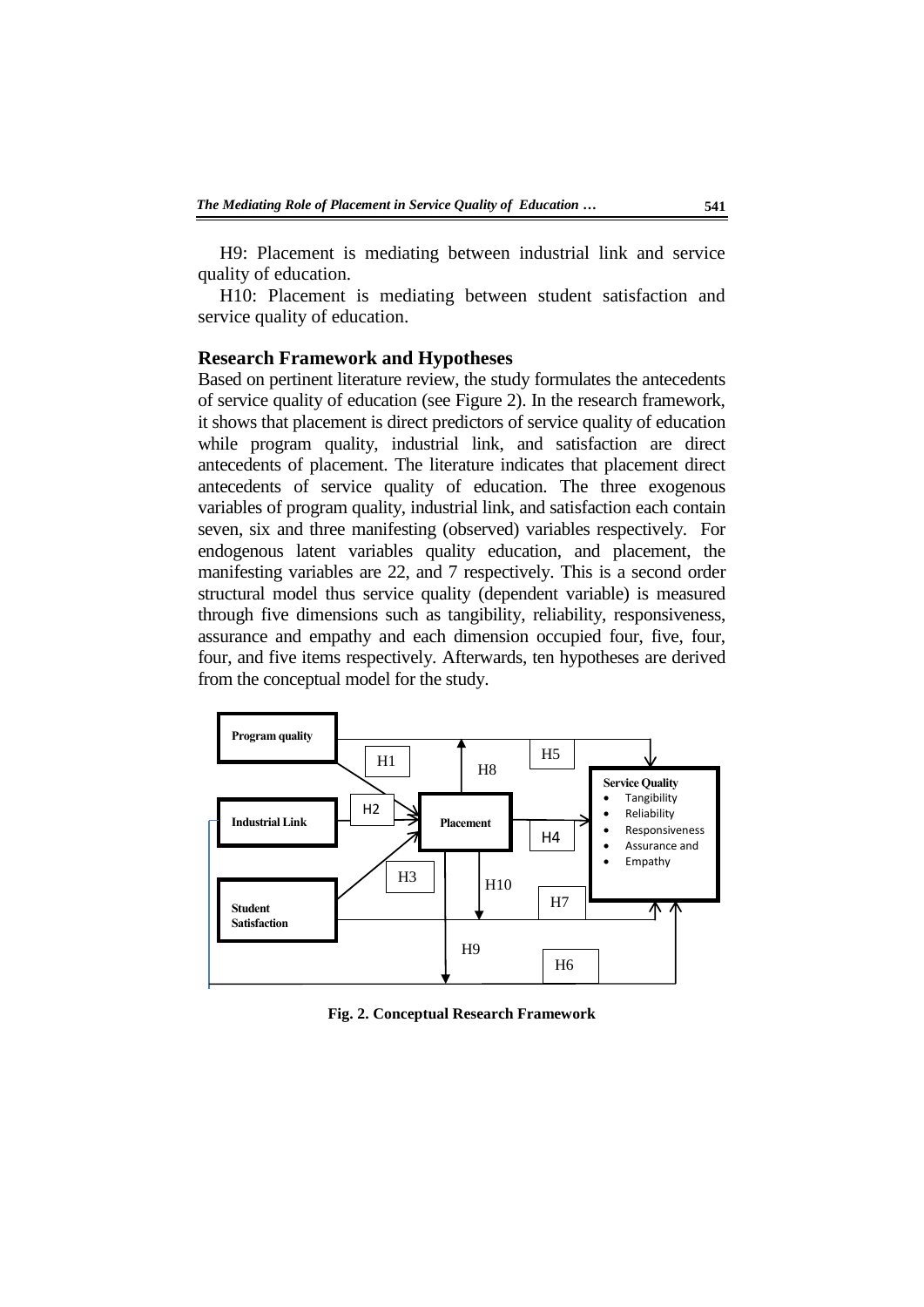H9: Placement is mediating between industrial link and service quality of education.

H10: Placement is mediating between student satisfaction and service quality of education.

## Research Framework and Hypotheses

Based on pertinent literature review, the study formulates the antecedents of service quality of education (see Figure 2). In the research framework, it shows that placement is direct predictors of service quality of education while program quality, industrial link, and satisfaction are direct antecedents of placement. The literature indicates that placement direct antecedents of service quality of education. The three exogenous variables of program quality, industrial link, and satisfaction each contain seven, six and three manifesting (observed) variables respectively. For endogenous latent variables quality education, and placement, the manifesting variables are 22, and 7 respectively. This is a second order structural model thus service quality (dependent variable) is measured through five dimensions such as tangibility, reliability, responsiveness, assurance and empathy and each dimension occupied four, five, four, four, and five items respectively. Afterwards, ten hypotheses are derived from the conceptual model for the study.

Program quality | Industrial Link | Student Satisfaction | Placement | H1 | H2 | H3 | H4 | H5 | H6 | H7 | H8 | H9 | H10

**Service Quality**

- Tangibility
- Reliability
- Responsiveness
- Assurance and
- Empathy

**Fig. 2. Conceptual Research Framework**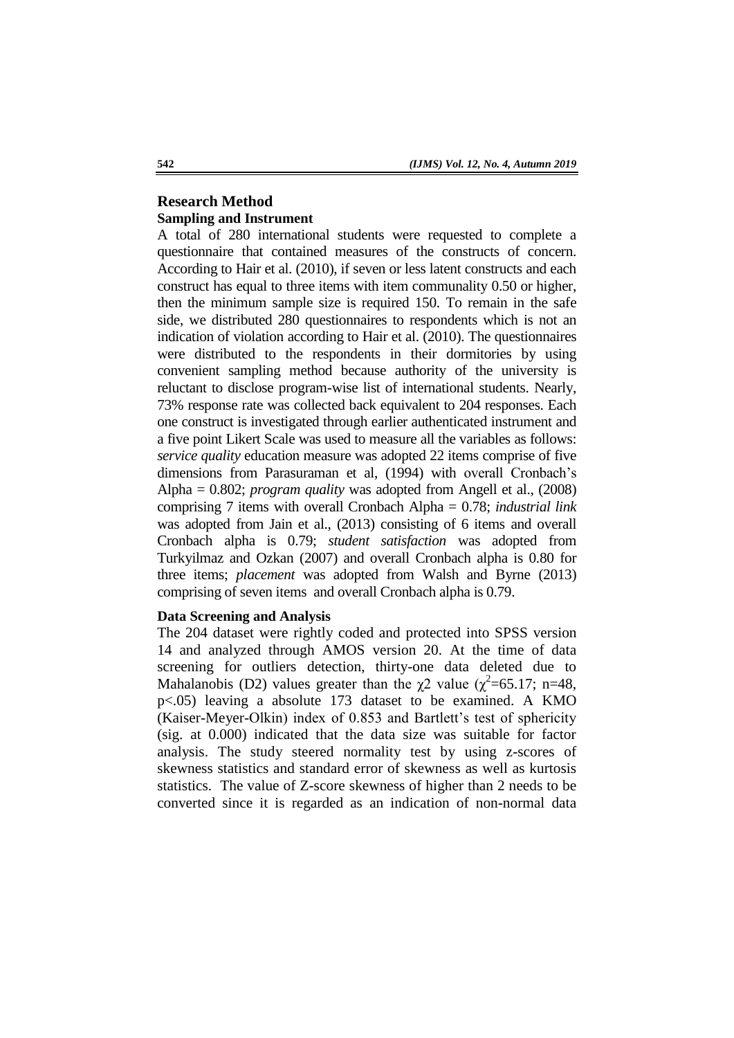## Research Method

### Sampling and Instrument

A total of 280 international students were requested to complete a questionnaire that contained measures of the constructs of concern. According to Hair et al. (2010), if seven or less latent constructs and each construct has equal to three items with item communality 0.50 or higher, then the minimum sample size is required 150. To remain in the safe side, we distributed 280 questionnaires to respondents which is not an indication of violation according to Hair et al. (2010). The questionnaires were distributed to the respondents in their dormitories by using convenient sampling method because authority of the university is reluctant to disclose program-wise list of international students. Nearly, 73% response rate was collected back equivalent to 204 responses. Each one construct is investigated through earlier authenticated instrument and a five point Likert Scale was used to measure all the variables as follows: *service quality* education measure was adopted 22 items comprise of five dimensions from Parasuraman et al, (1994) with overall Cronbach's Alpha = 0.802; *program quality* was adopted from Angell et al., (2008) comprising 7 items with overall Cronbach Alpha = 0.78; *industrial link* was adopted from Jain et al., (2013) consisting of 6 items and overall Cronbach alpha is 0.79; *student satisfaction* was adopted from Turkyilmaz and Ozkan (2007) and overall Cronbach alpha is 0.80 for three items; *placement* was adopted from Walsh and Byrne (2013) comprising of seven items and overall Cronbach alpha is 0.79.

### Data Screening and Analysis

The 204 dataset were rightly coded and protected into SPSS version 14 and analyzed through AMOS version 20. At the time of data screening for outliers detection, thirty-one data deleted due to Mahalanobis (D2) values greater than the $\chi 2$ value ($\chi^2$=65.17; n=48, p<.05) leaving a absolute 173 dataset to be examined. A KMO (Kaiser-Meyer-Olkin) index of 0.853 and Bartlett's test of sphericity (sig. at 0.000) indicated that the data size was suitable for factor analysis. The study steered normality test by using z-scores of skewness statistics and standard error of skewness as well as kurtosis statistics. The value of Z-score skewness of higher than 2 needs to be converted since it is regarded as an indication of non-normal data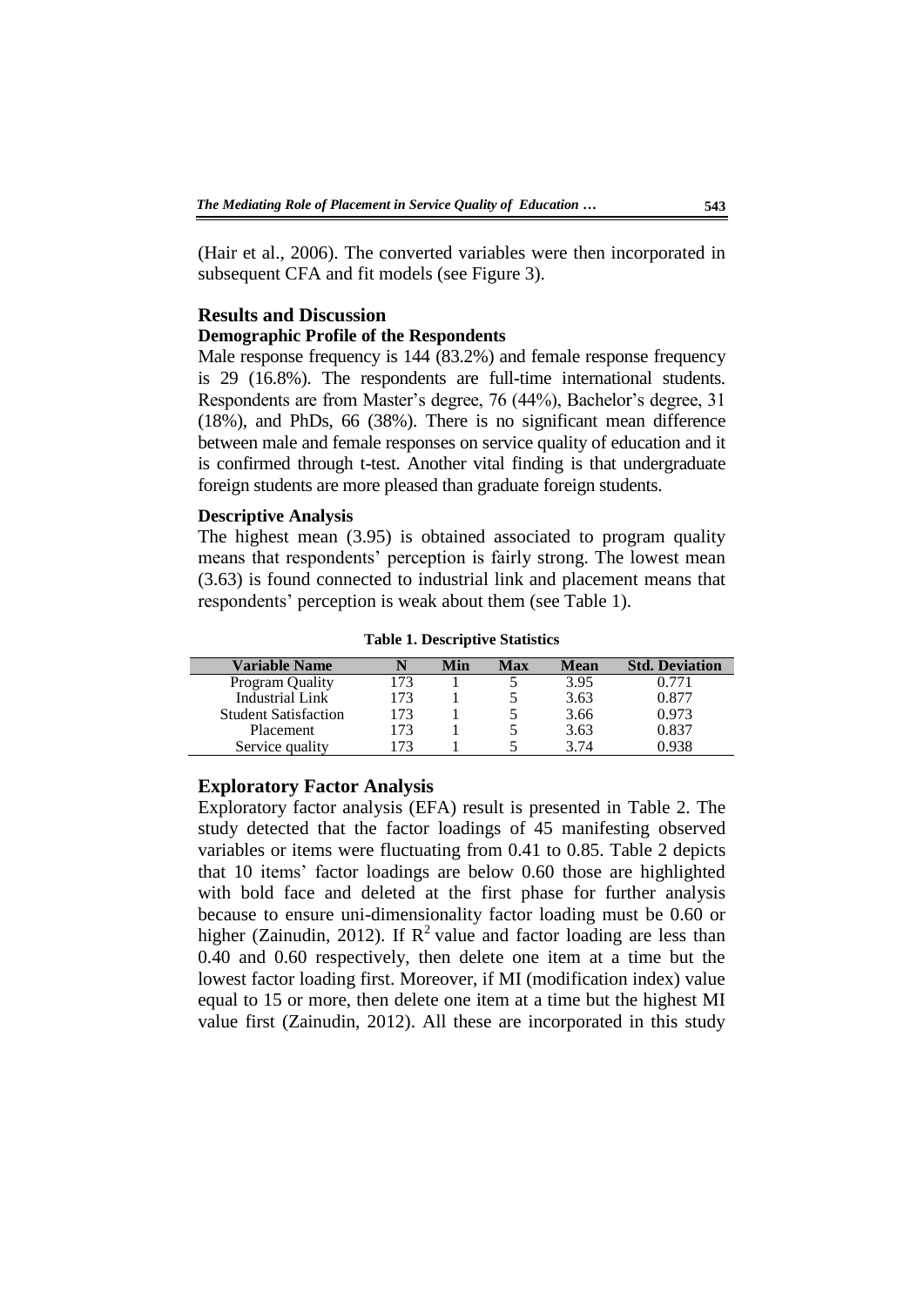(Hair et al., 2006). The converted variables were then incorporated in subsequent CFA and fit models (see Figure 3).

## Results and Discussion

### Demographic Profile of the Respondents

Male response frequency is 144 (83.2%) and female response frequency is 29 (16.8%). The respondents are full-time international students. Respondents are from Master's degree, 76 (44%), Bachelor's degree, 31 (18%), and PhDs, 66 (38%). There is no significant mean difference between male and female responses on service quality of education and it is confirmed through t-test. Another vital finding is that undergraduate foreign students are more pleased than graduate foreign students.

### Descriptive Analysis

The highest mean (3.95) is obtained associated to program quality means that respondents' perception is fairly strong. The lowest mean (3.63) is found connected to industrial link and placement means that respondents' perception is weak about them (see Table 1).

**Table 1. Descriptive Statistics**

| Variable Name | N | Min | Max | Mean | Std. Deviation |
|---|---|---|---|---|---|
| Program Quality | 173 | 1 | 5 | 3.95 | 0.771 |
| Industrial Link | 173 | 1 | 5 | 3.63 | 0.877 |
| Student Satisfaction | 173 | 1 | 5 | 3.66 | 0.973 |
| Placement | 173 | 1 | 5 | 3.63 | 0.837 |
| Service quality | 173 | 1 | 5 | 3.74 | 0.938 |

### Exploratory Factor Analysis

Exploratory factor analysis (EFA) result is presented in Table 2. The study detected that the factor loadings of 45 manifesting observed variables or items were fluctuating from 0.41 to 0.85. Table 2 depicts that 10 items' factor loadings are below 0.60 those are highlighted with bold face and deleted at the first phase for further analysis because to ensure uni-dimensionality factor loading must be 0.60 or higher (Zainudin, 2012). If $R^2$ value and factor loading are less than 0.40 and 0.60 respectively, then delete one item at a time but the lowest factor loading first. Moreover, if MI (modification index) value equal to 15 or more, then delete one item at a time but the highest MI value first (Zainudin, 2012). All these are incorporated in this study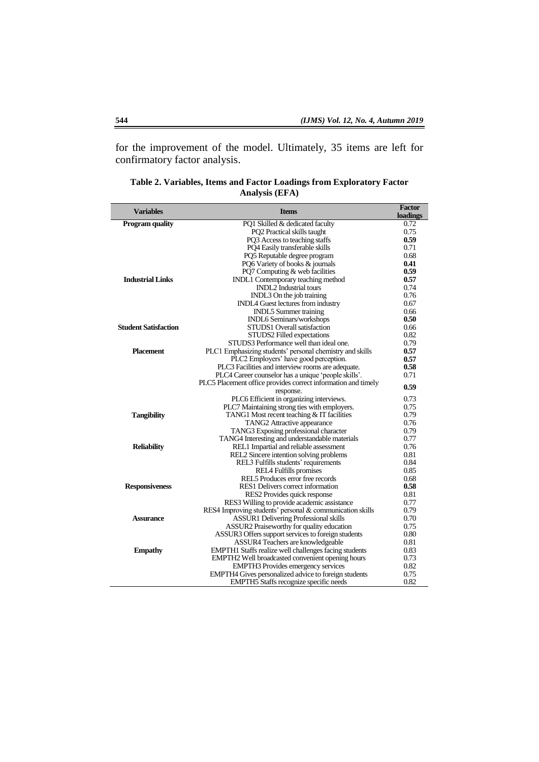for the improvement of the model. Ultimately, 35 items are left for confirmatory factor analysis.

**Table 2. Variables, Items and Factor Loadings from Exploratory Factor Analysis (EFA)**

| Variables | Items | Factor loadings |
|---|---|---|
| **Program quality** | PQ1 Skilled & dedicated faculty | 0.72 |
| | PQ2 Practical skills taught | 0.75 |
| | PQ3 Access to teaching staffs | **0.59** |
| | PQ4 Easily transferable skills | 0.71 |
| | PQ5 Reputable degree program | 0.68 |
| | PQ6 Variety of books & journals | **0.41** |
| | PQ7 Computing & web facilities | **0.59** |
| **Industrial Links** | INDL1 Contemporary teaching method | **0.57** |
| | INDL2 Industrial tours | 0.74 |
| | INDL3 On the job training | 0.76 |
| | INDL4 Guest lectures from industry | 0.67 |
| | INDL5 Summer training | 0.66 |
| | INDL6 Seminars/workshops | **0.50** |
| **Student Satisfaction** | STUDS1 Overall satisfaction | 0.66 |
| | STUDS2 Filled expectations | 0.82 |
| | STUDS3 Performance well than ideal one. | 0.79 |
| **Placement** | PLC1 Emphasizing students' personal chemistry and skills | **0.57** |
| | PLC2 Employers' have good perception. | **0.57** |
| | PLC3 Facilities and interview rooms are adequate. | **0.58** |
| | PLC4 Career counselor has a unique 'people skills'. | 0.71 |
| | PLC5 Placement office provides correct information and timely response. | **0.59** |
| | PLC6 Efficient in organizing interviews. | 0.73 |
| | PLC7 Maintaining strong ties with employers. | 0.75 |
| **Tangibility** | TANG1 Most recent teaching & IT facilities | 0.79 |
| | TANG2 Attractive appearance | 0.76 |
| | TANG3 Exposing professional character | 0.79 |
| | TANG4 Interesting and understandable materials | 0.77 |
| **Reliability** | REL1 Impartial and reliable assessment | 0.76 |
| | REL2 Sincere intention solving problems | 0.81 |
| | REL3 Fulfills students' requirements | 0.84 |
| | REL4 Fulfills promises | 0.85 |
| | REL5 Produces error free records | 0.68 |
| **Responsiveness** | RES1 Delivers correct information | **0.58** |
| | RES2 Provides quick response | 0.81 |
| | RES3 Willing to provide academic assistance | 0.77 |
| | RES4 Improving students' personal & communication skills | 0.79 |
| **Assurance** | ASSUR1 Delivering Professional skills | 0.70 |
| | ASSUR2 Praiseworthy for quality education | 0.75 |
| | ASSUR3 Offers support services to foreign students | 0.80 |
| | ASSUR4 Teachers are knowledgeable | 0.81 |
| **Empathy** | EMPTH1 Staffs realize well challenges facing students | 0.83 |
| | EMPTH2 Well broadcasted convenient opening hours | 0.73 |
| | EMPTH3 Provides emergency services | 0.82 |
| | EMPTH4 Gives personalized advice to foreign students | 0.75 |
| | EMPTH5 Staffs recognize specific needs | 0.82 |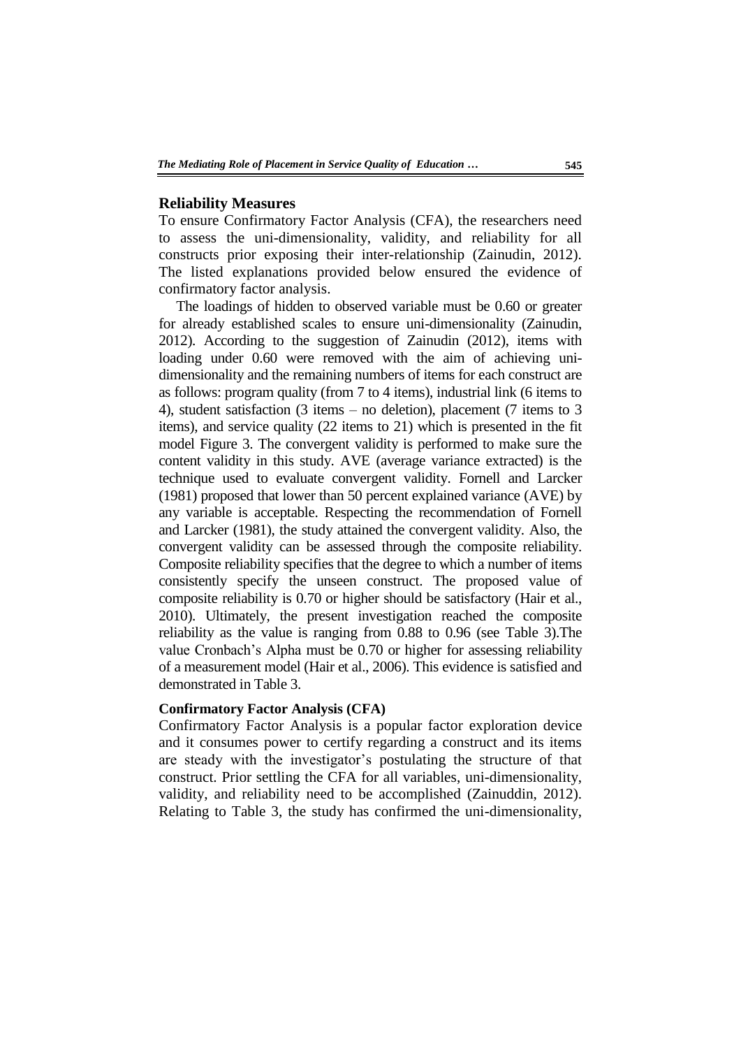## Reliability Measures

To ensure Confirmatory Factor Analysis (CFA), the researchers need to assess the uni-dimensionality, validity, and reliability for all constructs prior exposing their inter-relationship (Zainudin, 2012). The listed explanations provided below ensured the evidence of confirmatory factor analysis.

The loadings of hidden to observed variable must be 0.60 or greater for already established scales to ensure uni-dimensionality (Zainudin, 2012). According to the suggestion of Zainudin (2012), items with loading under 0.60 were removed with the aim of achieving uni-dimensionality and the remaining numbers of items for each construct are as follows: program quality (from 7 to 4 items), industrial link (6 items to 4), student satisfaction (3 items – no deletion), placement (7 items to 3 items), and service quality (22 items to 21) which is presented in the fit model Figure 3. The convergent validity is performed to make sure the content validity in this study. AVE (average variance extracted) is the technique used to evaluate convergent validity. Fornell and Larcker (1981) proposed that lower than 50 percent explained variance (AVE) by any variable is acceptable. Respecting the recommendation of Fornell and Larcker (1981), the study attained the convergent validity. Also, the convergent validity can be assessed through the composite reliability. Composite reliability specifies that the degree to which a number of items consistently specify the unseen construct. The proposed value of composite reliability is 0.70 or higher should be satisfactory (Hair et al., 2010). Ultimately, the present investigation reached the composite reliability as the value is ranging from 0.88 to 0.96 (see Table 3).The value Cronbach's Alpha must be 0.70 or higher for assessing reliability of a measurement model (Hair et al., 2006). This evidence is satisfied and demonstrated in Table 3.

### Confirmatory Factor Analysis (CFA)

Confirmatory Factor Analysis is a popular factor exploration device and it consumes power to certify regarding a construct and its items are steady with the investigator's postulating the structure of that construct. Prior settling the CFA for all variables, uni-dimensionality, validity, and reliability need to be accomplished (Zainuddin, 2012). Relating to Table 3, the study has confirmed the uni-dimensionality,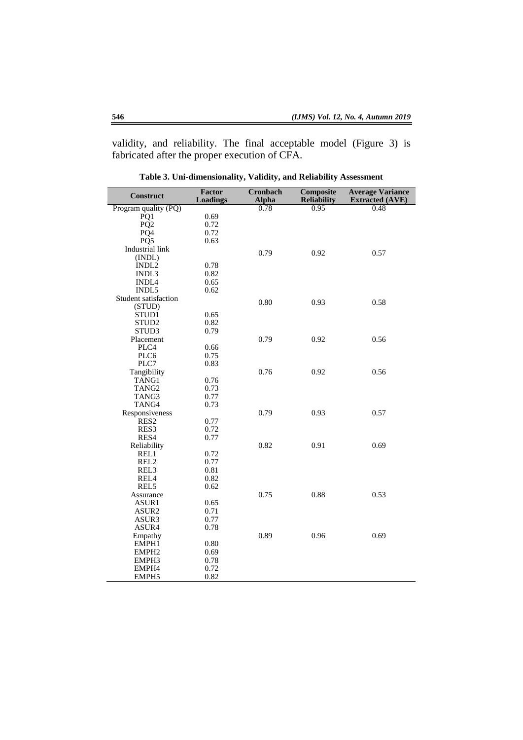validity, and reliability. The final acceptable model (Figure 3) is fabricated after the proper execution of CFA.

**Table 3. Uni-dimensionality, Validity, and Reliability Assessment**

| Construct | Factor Loadings | Cronbach Alpha | Composite Reliability | Average Variance Extracted (AVE) |
|---|---|---|---|---|
| Program quality (PQ) | | 0.78 | 0.95 | 0.48 |
| PQ1 | 0.69 | | | |
| PQ2 | 0.72 | | | |
| PQ4 | 0.72 | | | |
| PQ5 | 0.63 | | | |
| Industrial link (INDL) | | 0.79 | 0.92 | 0.57 |
| INDL2 | 0.78 | | | |
| INDL3 | 0.82 | | | |
| INDL4 | 0.65 | | | |
| INDL5 | 0.62 | | | |
| Student satisfaction (STUD) | | 0.80 | 0.93 | 0.58 |
| STUD1 | 0.65 | | | |
| STUD2 | 0.82 | | | |
| STUD3 | 0.79 | | | |
| Placement | | 0.79 | 0.92 | 0.56 |
| PLC4 | 0.66 | | | |
| PLC6 | 0.75 | | | |
| PLC7 | 0.83 | | | |
| Tangibility | | 0.76 | 0.92 | 0.56 |
| TANG1 | 0.76 | | | |
| TANG2 | 0.73 | | | |
| TANG3 | 0.77 | | | |
| TANG4 | 0.73 | | | |
| Responsiveness | | 0.79 | 0.93 | 0.57 |
| RES2 | 0.77 | | | |
| RES3 | 0.72 | | | |
| RES4 | 0.77 | | | |
| Reliability | | 0.82 | 0.91 | 0.69 |
| REL1 | 0.72 | | | |
| REL2 | 0.77 | | | |
| REL3 | 0.81 | | | |
| REL4 | 0.82 | | | |
| REL5 | 0.62 | | | |
| Assurance | | 0.75 | 0.88 | 0.53 |
| ASUR1 | 0.65 | | | |
| ASUR2 | 0.71 | | | |
| ASUR3 | 0.77 | | | |
| ASUR4 | 0.78 | | | |
| Empathy | | 0.89 | 0.96 | 0.69 |
| EMPH1 | 0.80 | | | |
| EMPH2 | 0.69 | | | |
| EMPH3 | 0.78 | | | |
| EMPH4 | 0.72 | | | |
| EMPH5 | 0.82 | | | |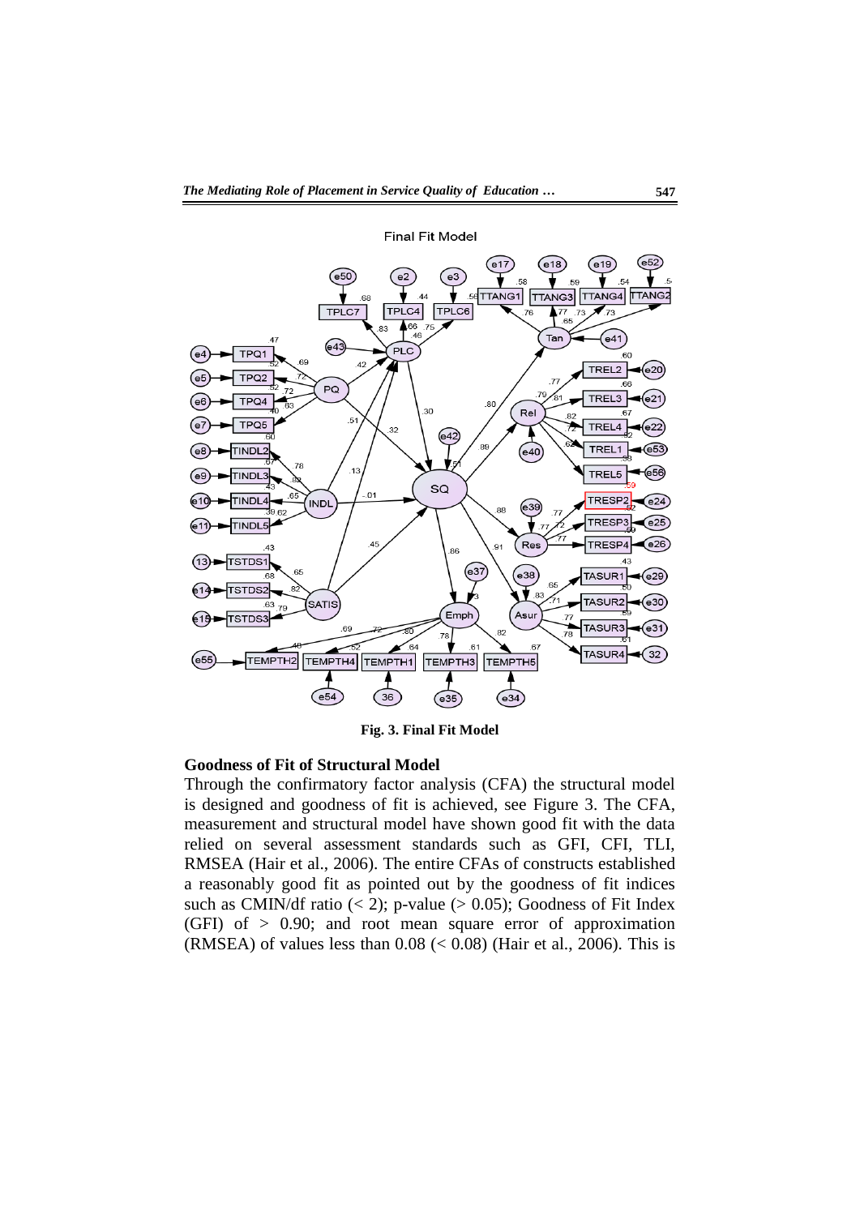Final Fit Model

**Fig. 3. Final Fit Model**

**Goodness of Fit of Structural Model**

Through the confirmatory factor analysis (CFA) the structural model is designed and goodness of fit is achieved, see Figure 3. The CFA, measurement and structural model have shown good fit with the data relied on several assessment standards such as GFI, CFI, TLI, RMSEA (Hair et al., 2006). The entire CFAs of constructs established a reasonably good fit as pointed out by the goodness of fit indices such as CMIN/df ratio (< 2); p-value (> 0.05); Goodness of Fit Index (GFI) of > 0.90; and root mean square error of approximation (RMSEA) of values less than 0.08 (< 0.08) (Hair et al., 2006). This is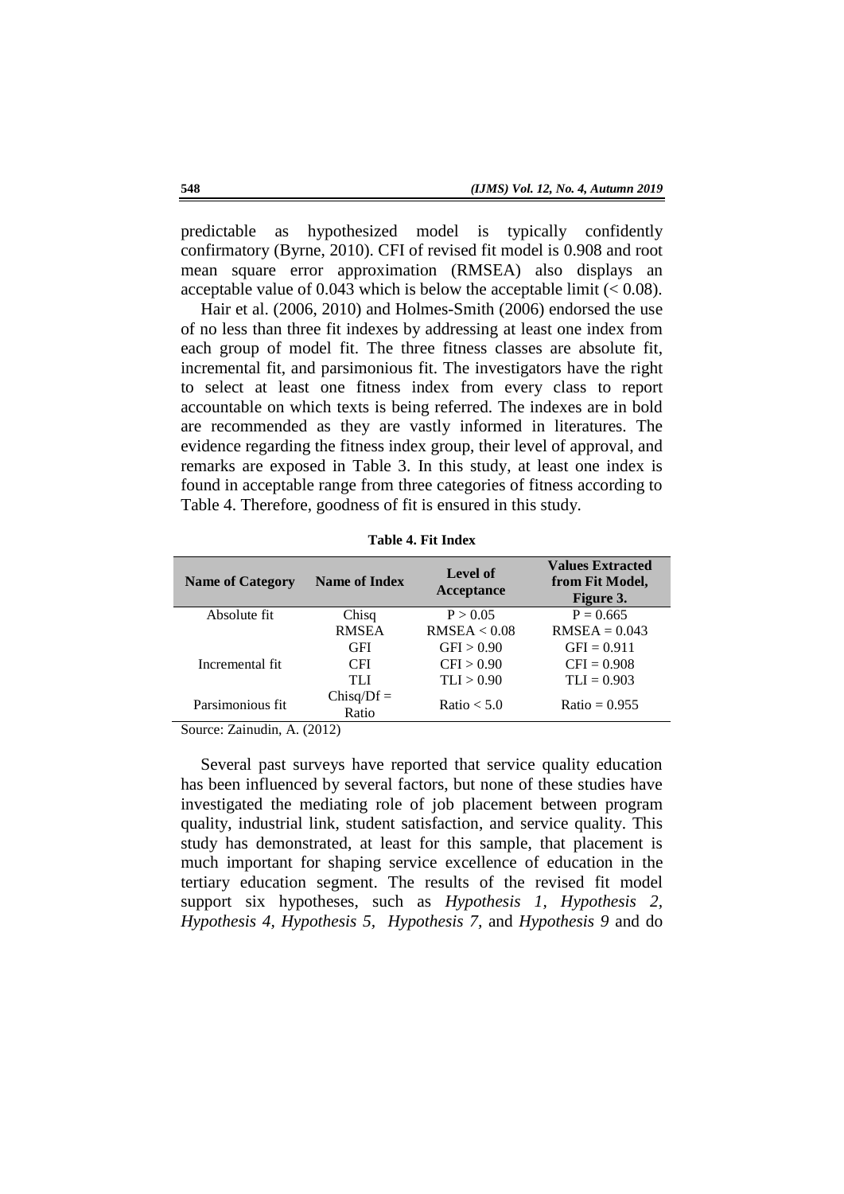predictable as hypothesized model is typically confidently confirmatory (Byrne, 2010). CFI of revised fit model is 0.908 and root mean square error approximation (RMSEA) also displays an acceptable value of 0.043 which is below the acceptable limit (< 0.08).

Hair et al. (2006, 2010) and Holmes-Smith (2006) endorsed the use of no less than three fit indexes by addressing at least one index from each group of model fit. The three fitness classes are absolute fit, incremental fit, and parsimonious fit. The investigators have the right to select at least one fitness index from every class to report accountable on which texts is being referred. The indexes are in bold are recommended as they are vastly informed in literatures. The evidence regarding the fitness index group, their level of approval, and remarks are exposed in Table 3. In this study, at least one index is found in acceptable range from three categories of fitness according to Table 4. Therefore, goodness of fit is ensured in this study.

**Table 4. Fit Index**

| Name of Category | Name of Index | Level of Acceptance | Values Extracted from Fit Model, Figure 3. |
|---|---|---|---|
| Absolute fit | Chisq | P > 0.05 | P = 0.665 |
| | RMSEA | RMSEA < 0.08 | RMSEA = 0.043 |
| | GFI | GFI > 0.90 | GFI = 0.911 |
| Incremental fit | CFI | CFI > 0.90 | CFI = 0.908 |
| | TLI | TLI > 0.90 | TLI = 0.903 |
| Parsimonious fit | Chisq/Df = Ratio | Ratio < 5.0 | Ratio = 0.955 |

Source: Zainudin, A. (2012)

Several past surveys have reported that service quality education has been influenced by several factors, but none of these studies have investigated the mediating role of job placement between program quality, industrial link, student satisfaction, and service quality. This study has demonstrated, at least for this sample, that placement is much important for shaping service excellence of education in the tertiary education segment. The results of the revised fit model support six hypotheses, such as *Hypothesis 1*, *Hypothesis 2, Hypothesis 4, Hypothesis 5, Hypothesis 7,* and *Hypothesis 9* and do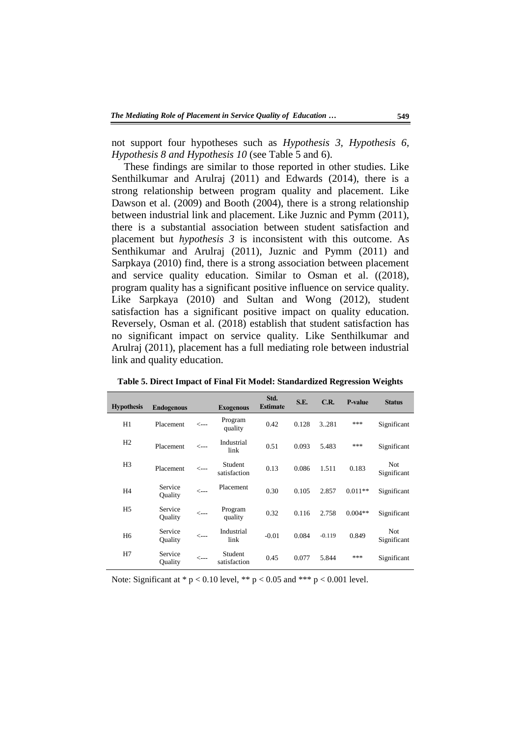not support four hypotheses such as *Hypothesis 3, Hypothesis 6, Hypothesis 8 and Hypothesis 10* (see Table 5 and 6).

These findings are similar to those reported in other studies. Like Senthilkumar and Arulraj (2011) and Edwards (2014), there is a strong relationship between program quality and placement. Like Dawson et al. (2009) and Booth (2004), there is a strong relationship between industrial link and placement. Like Juznic and Pymm (2011), there is a substantial association between student satisfaction and placement but *hypothesis 3* is inconsistent with this outcome. As Senthikumar and Arulraj (2011), Juznic and Pymm (2011) and Sarpkaya (2010) find, there is a strong association between placement and service quality education. Similar to Osman et al. ((2018), program quality has a significant positive influence on service quality. Like Sarpkaya (2010) and Sultan and Wong (2012), student satisfaction has a significant positive impact on quality education. Reversely, Osman et al. (2018) establish that student satisfaction has no significant impact on service quality. Like Senthilkumar and Arulraj (2011), placement has a full mediating role between industrial link and quality education.

**Table 5. Direct Impact of Final Fit Model: Standardized Regression Weights**

| Hypothesis | Endogenous | | Exogenous | Std. Estimate | S.E. | C.R. | P-value | Status |
|---|---|---|---|---|---|---|---|---|
| H1 | Placement | <--- | Program quality | 0.42 | 0.128 | 3..281 | *** | Significant |
| H2 | Placement | <--- | Industrial link | 0.51 | 0.093 | 5.483 | *** | Significant |
| H3 | Placement | <--- | Student satisfaction | 0.13 | 0.086 | 1.511 | 0.183 | Not Significant |
| H4 | Service Quality | <--- | Placement | 0.30 | 0.105 | 2.857 | 0.011** | Significant |
| H5 | Service Quality | <--- | Program quality | 0.32 | 0.116 | 2.758 | 0.004** | Significant |
| H6 | Service Quality | <--- | Industrial link | -0.01 | 0.084 | -0.119 | 0.849 | Not Significant |
| H7 | Service Quality | <--- | Student satisfaction | 0.45 | 0.077 | 5.844 | *** | Significant |

Note: Significant at * $p < 0.10$ level, ** $p < 0.05$ and *** $p < 0.001$ level.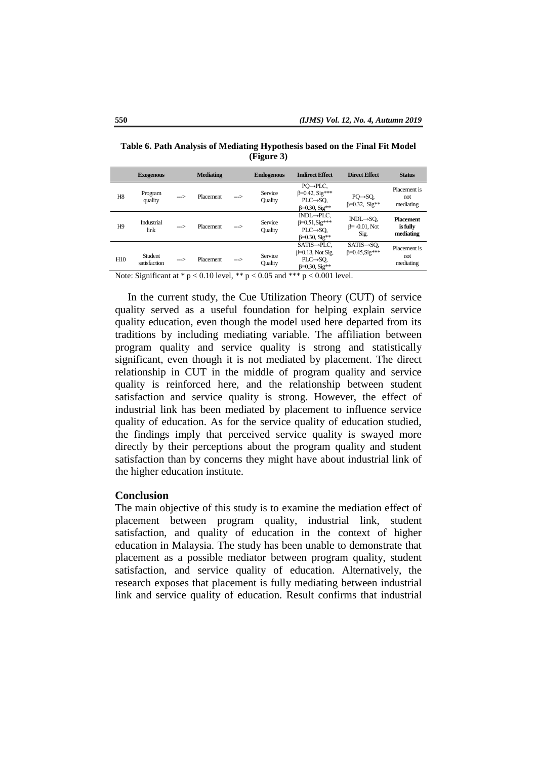**Table 6. Path Analysis of Mediating Hypothesis based on the Final Fit Model (Figure 3)**

| | Exogenous | | Mediating | | Endogenous | Indirect Effect | Direct Effect | Status |
|---|---|---|---|---|---|---|---|---|
| H8 | Program quality | ---> | Placement | ---> | Service Quality | PQ→PLC, β=0.42, Sig*** PLC→SQ, β=0.30, Sig** | PQ→SQ, β=0.32, Sig** | Placement is not mediating |
| H9 | Industrial link | ---> | Placement | ---> | Service Quality | INDL→PLC, β=0.51,Sig*** PLC→SQ, β=0.30, Sig** | INDL→SQ, β= -0.01, Not Sig. | **Placement is fully mediating** |
| H10 | Student satisfaction | ---> | Placement | ---> | Service Quality | SATIS→PLC, β=0.13, Not Sig. PLC→SQ, β=0.30, Sig** | SATIS→SQ, β=0.45,Sig*** | Placement is not mediating |

Note: Significant at * $p < 0.10$ level, ** $p < 0.05$ and *** $p < 0.001$ level.

In the current study, the Cue Utilization Theory (CUT) of service quality served as a useful foundation for helping explain service quality education, even though the model used here departed from its traditions by including mediating variable. The affiliation between program quality and service quality is strong and statistically significant, even though it is not mediated by placement. The direct relationship in CUT in the middle of program quality and service quality is reinforced here, and the relationship between student satisfaction and service quality is strong. However, the effect of industrial link has been mediated by placement to influence service quality of education. As for the service quality of education studied, the findings imply that perceived service quality is swayed more directly by their perceptions about the program quality and student satisfaction than by concerns they might have about industrial link of the higher education institute.

## Conclusion

The main objective of this study is to examine the mediation effect of placement between program quality, industrial link, student satisfaction, and quality of education in the context of higher education in Malaysia. The study has been unable to demonstrate that placement as a possible mediator between program quality, student satisfaction, and service quality of education. Alternatively, the research exposes that placement is fully mediating between industrial link and service quality of education. Result confirms that industrial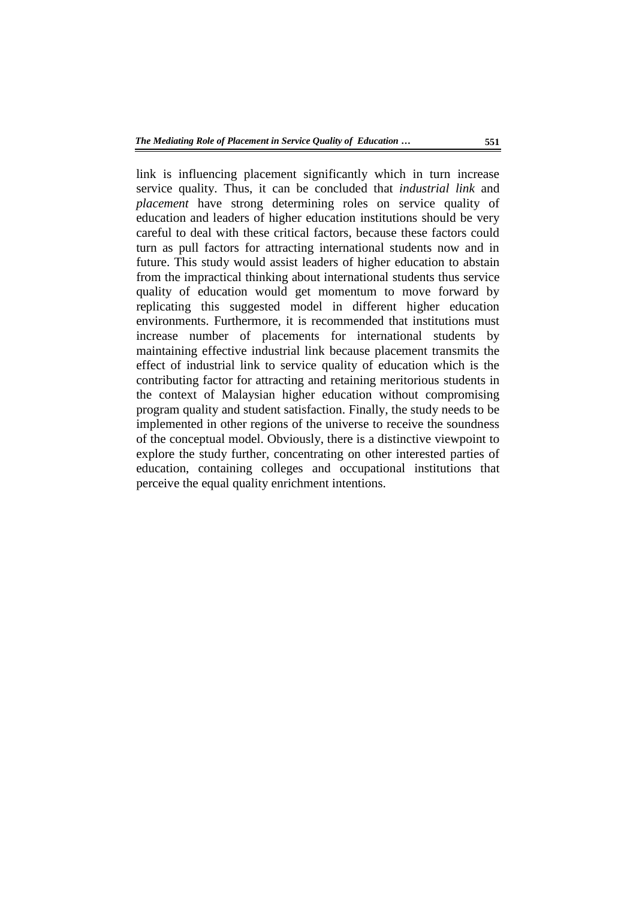link is influencing placement significantly which in turn increase service quality. Thus, it can be concluded that *industrial link* and *placement* have strong determining roles on service quality of education and leaders of higher education institutions should be very careful to deal with these critical factors, because these factors could turn as pull factors for attracting international students now and in future. This study would assist leaders of higher education to abstain from the impractical thinking about international students thus service quality of education would get momentum to move forward by replicating this suggested model in different higher education environments. Furthermore, it is recommended that institutions must increase number of placements for international students by maintaining effective industrial link because placement transmits the effect of industrial link to service quality of education which is the contributing factor for attracting and retaining meritorious students in the context of Malaysian higher education without compromising program quality and student satisfaction. Finally, the study needs to be implemented in other regions of the universe to receive the soundness of the conceptual model. Obviously, there is a distinctive viewpoint to explore the study further, concentrating on other interested parties of education, containing colleges and occupational institutions that perceive the equal quality enrichment intentions.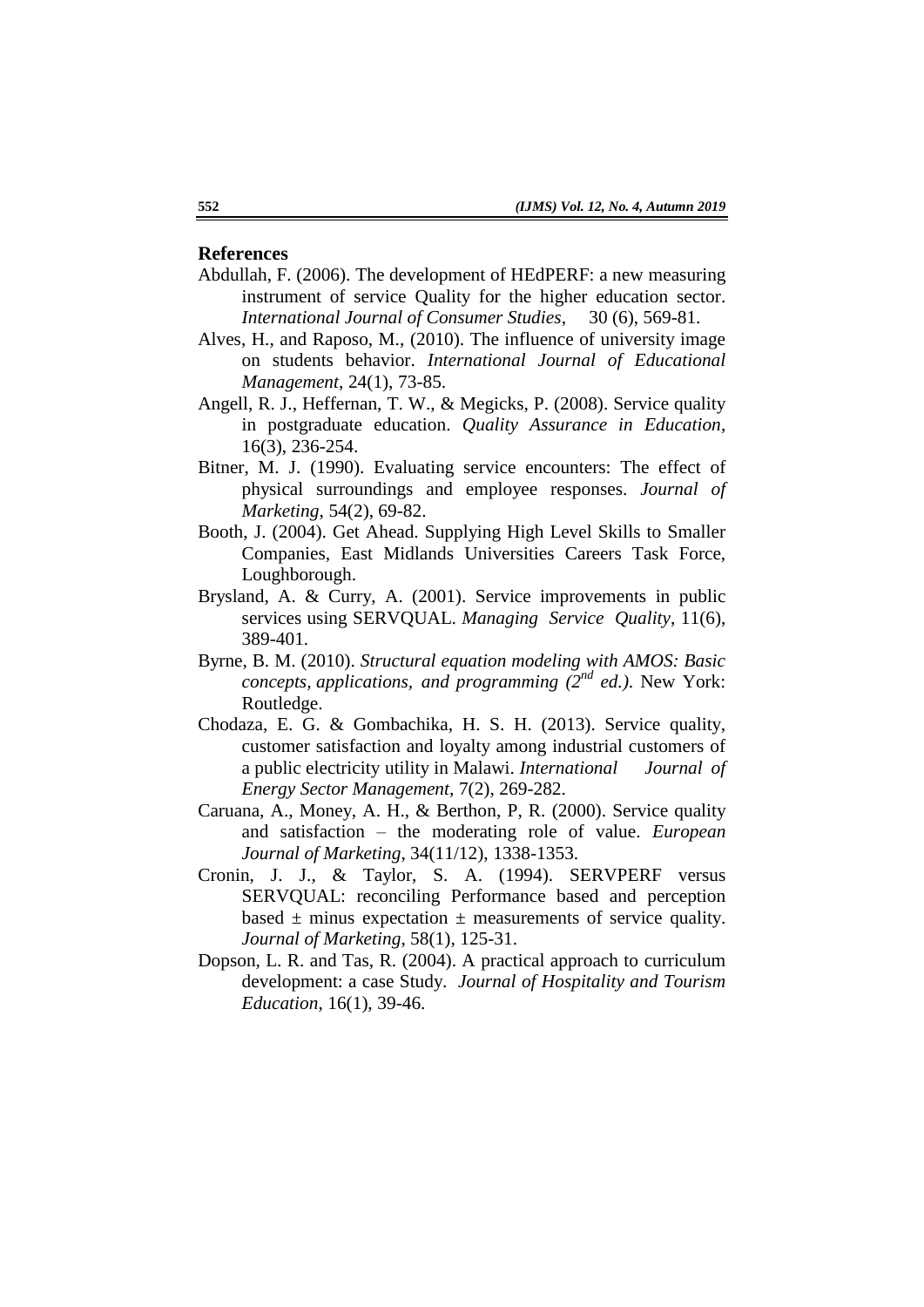## References

Abdullah, F. (2006). The development of HEdPERF: a new measuring instrument of service Quality for the higher education sector. *International Journal of Consumer Studies*, 30 (6), 569-81.

Alves, H., and Raposo, M., (2010). The influence of university image on students behavior. *International Journal of Educational Management*, 24(1), 73-85.

Angell, R. J., Heffernan, T. W., & Megicks, P. (2008). Service quality in postgraduate education. *Quality Assurance in Education*, 16(3), 236-254.

Bitner, M. J. (1990). Evaluating service encounters: The effect of physical surroundings and employee responses. *Journal of Marketing*, 54(2), 69-82.

Booth, J. (2004). Get Ahead. Supplying High Level Skills to Smaller Companies, East Midlands Universities Careers Task Force, Loughborough.

Brysland, A. & Curry, A. (2001). Service improvements in public services using SERVQUAL. *Managing Service Quality*, 11(6), 389-401.

Byrne, B. M. (2010). *Structural equation modeling with AMOS: Basic concepts, applications, and programming (2nd ed.)*. New York: Routledge.

Chodaza, E. G. & Gombachika, H. S. H. (2013). Service quality, customer satisfaction and loyalty among industrial customers of a public electricity utility in Malawi. *International Journal of Energy Sector Management*, 7(2), 269-282.

Caruana, A., Money, A. H., & Berthon, P, R. (2000). Service quality and satisfaction – the moderating role of value. *European Journal of Marketing*, 34(11/12), 1338-1353.

Cronin, J. J., & Taylor, S. A. (1994). SERVPERF versus SERVQUAL: reconciling Performance based and perception based ± minus expectation ± measurements of service quality. *Journal of Marketing*, 58(1), 125-31.

Dopson, L. R. and Tas, R. (2004). A practical approach to curriculum development: a case Study. *Journal of Hospitality and Tourism Education*, 16(1), 39-46.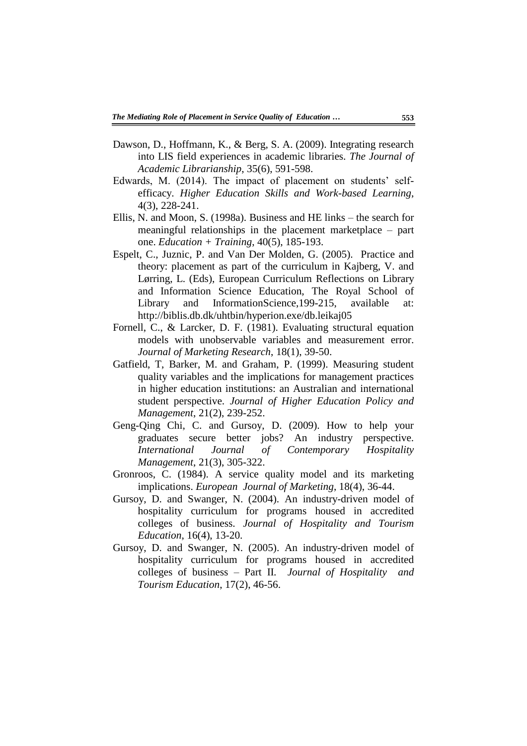Dawson, D., Hoffmann, K., & Berg, S. A. (2009). Integrating research into LIS field experiences in academic libraries. *The Journal of Academic Librarianship*, 35(6), 591-598.

Edwards, M. (2014). The impact of placement on students' self-efficacy. *Higher Education Skills and Work-based Learning*, 4(3), 228-241.

Ellis, N. and Moon, S. (1998a). Business and HE links – the search for meaningful relationships in the placement marketplace – part one. *Education + Training*, 40(5), 185-193.

Espelt, C., Juznic, P. and Van Der Molden, G. (2005). Practice and theory: placement as part of the curriculum in Kajberg, V. and Lørring, L. (Eds), European Curriculum Reflections on Library and Information Science Education, The Royal School of Library and InformationScience,199-215, available at: http://biblis.db.dk/uhtbin/hyperion.exe/db.leikaj05

Fornell, C., & Larcker, D. F. (1981). Evaluating structural equation models with unobservable variables and measurement error. *Journal of Marketing Research*, 18(1), 39-50.

Gatfield, T, Barker, M. and Graham, P. (1999). Measuring student quality variables and the implications for management practices in higher education institutions: an Australian and international student perspective. *Journal of Higher Education Policy and Management*, 21(2), 239-252.

Geng-Qing Chi, C. and Gursoy, D. (2009). How to help your graduates secure better jobs? An industry perspective. *International Journal of Contemporary Hospitality Management*, 21(3), 305-322.

Gronroos, C. (1984). A service quality model and its marketing implications. *European Journal of Marketing*, 18(4), 36-44.

Gursoy, D. and Swanger, N. (2004). An industry-driven model of hospitality curriculum for programs housed in accredited colleges of business. *Journal of Hospitality and Tourism Education*, 16(4), 13-20.

Gursoy, D. and Swanger, N. (2005). An industry-driven model of hospitality curriculum for programs housed in accredited colleges of business – Part II. *Journal of Hospitality and Tourism Education*, 17(2), 46-56.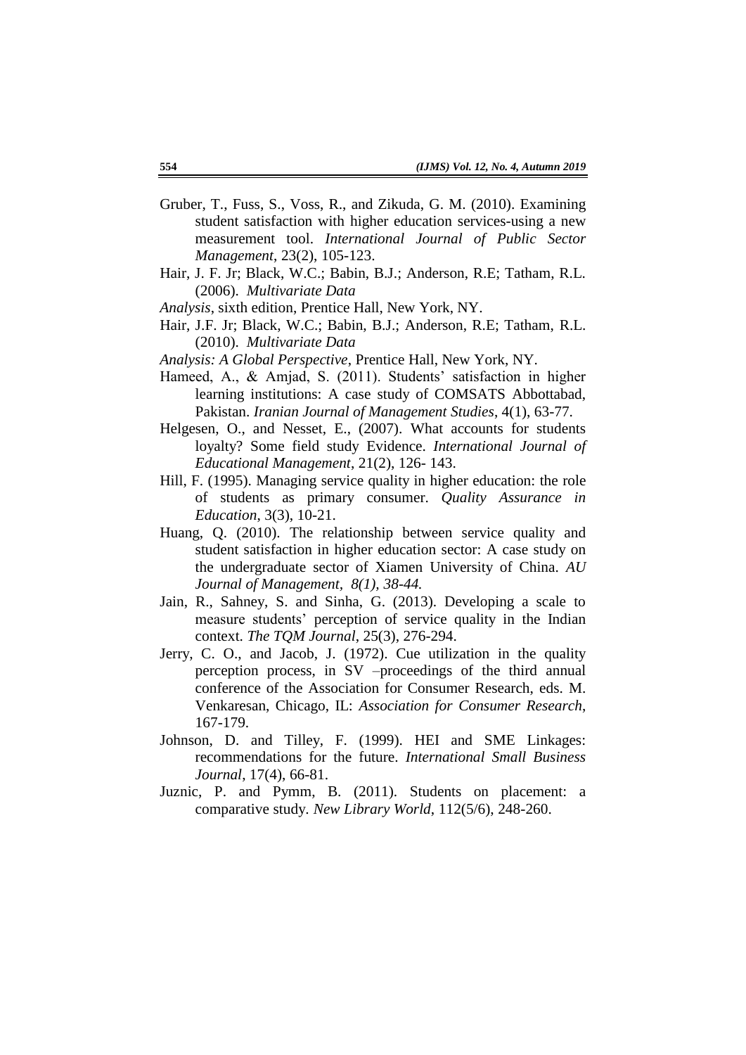Gruber, T., Fuss, S., Voss, R., and Zikuda, G. M. (2010). Examining student satisfaction with higher education services-using a new measurement tool. *International Journal of Public Sector Management*, 23(2), 105-123.

Hair, J. F. Jr; Black, W.C.; Babin, B.J.; Anderson, R.E; Tatham, R.L. (2006). *Multivariate Data*

*Analysis*, sixth edition, Prentice Hall, New York, NY.

Hair, J.F. Jr; Black, W.C.; Babin, B.J.; Anderson, R.E; Tatham, R.L. (2010). *Multivariate Data*

*Analysis: A Global Perspective*, Prentice Hall, New York, NY.

Hameed, A., & Amjad, S. (2011). Students' satisfaction in higher learning institutions: A case study of COMSATS Abbottabad, Pakistan. *Iranian Journal of Management Studies*, 4(1), 63-77.

Helgesen, O., and Nesset, E., (2007). What accounts for students loyalty? Some field study Evidence. *International Journal of Educational Management*, 21(2), 126- 143.

Hill, F. (1995). Managing service quality in higher education: the role of students as primary consumer. *Quality Assurance in Education*, 3(3), 10-21.

Huang, Q. (2010). The relationship between service quality and student satisfaction in higher education sector: A case study on the undergraduate sector of Xiamen University of China. *AU Journal of Management, 8(1), 38-44.*

Jain, R., Sahney, S. and Sinha, G. (2013). Developing a scale to measure students' perception of service quality in the Indian context. *The TQM Journal*, 25(3), 276-294.

Jerry, C. O., and Jacob, J. (1972). Cue utilization in the quality perception process, in SV –proceedings of the third annual conference of the Association for Consumer Research, eds. M. Venkaresan, Chicago, IL: *Association for Consumer Research*, 167-179.

Johnson, D. and Tilley, F. (1999). HEI and SME Linkages: recommendations for the future. *International Small Business Journal*, 17(4), 66-81.

Juznic, P. and Pymm, B. (2011). Students on placement: a comparative study. *New Library World*, 112(5/6), 248-260.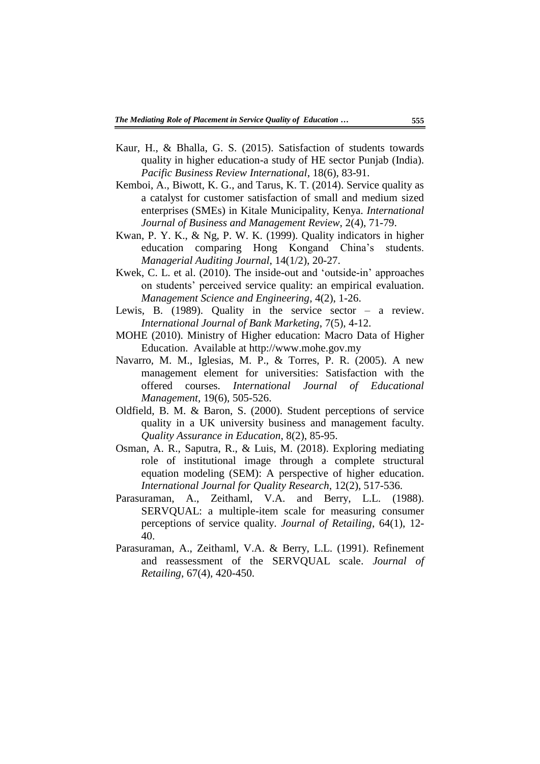Kaur, H., & Bhalla, G. S. (2015). Satisfaction of students towards quality in higher education-a study of HE sector Punjab (India). *Pacific Business Review International*, 18(6), 83-91.

Kemboi, A., Biwott, K. G., and Tarus, K. T. (2014). Service quality as a catalyst for customer satisfaction of small and medium sized enterprises (SMEs) in Kitale Municipality, Kenya. *International Journal of Business and Management Review*, 2(4), 71-79.

Kwan, P. Y. K., & Ng, P. W. K. (1999). Quality indicators in higher education comparing Hong Kongand China's students. *Managerial Auditing Journal*, 14(1/2), 20-27.

Kwek, C. L. et al. (2010). The inside-out and 'outside-in' approaches on students' perceived service quality: an empirical evaluation. *Management Science and Engineering*, 4(2), 1-26.

Lewis, B. (1989). Quality in the service sector – a review. *International Journal of Bank Marketing*, 7(5), 4-12.

MOHE (2010). Ministry of Higher education: Macro Data of Higher Education. Available at http://www.mohe.gov.my

Navarro, M. M., Iglesias, M. P., & Torres, P. R. (2005). A new management element for universities: Satisfaction with the offered courses. *International Journal of Educational Management*, 19(6), 505-526.

Oldfield, B. M. & Baron, S. (2000). Student perceptions of service quality in a UK university business and management faculty. *Quality Assurance in Education*, 8(2), 85-95.

Osman, A. R., Saputra, R., & Luis, M. (2018). Exploring mediating role of institutional image through a complete structural equation modeling (SEM): A perspective of higher education. *International Journal for Quality Research*, 12(2), 517-536.

Parasuraman, A., Zeithaml, V.A. and Berry, L.L. (1988). SERVQUAL: a multiple-item scale for measuring consumer perceptions of service quality. *Journal of Retailing*, 64(1), 12-40.

Parasuraman, A., Zeithaml, V.A. & Berry, L.L. (1991). Refinement and reassessment of the SERVQUAL scale. *Journal of Retailing*, 67(4), 420-450.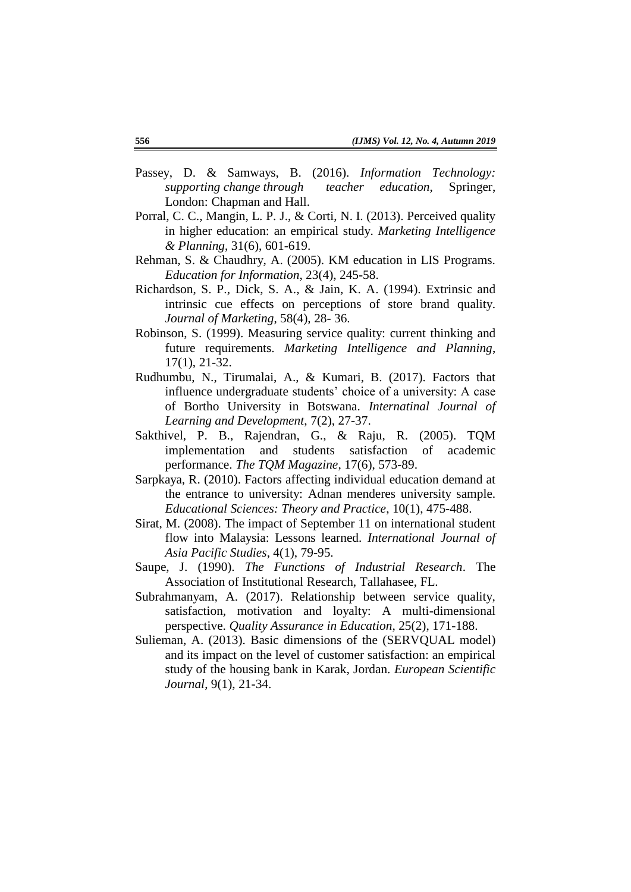Passey, D. & Samways, B. (2016). *Information Technology: supporting change through teacher education*, Springer, London: Chapman and Hall.

Porral, C. C., Mangin, L. P. J., & Corti, N. I. (2013). Perceived quality in higher education: an empirical study. *Marketing Intelligence & Planning*, 31(6), 601-619.

Rehman, S. & Chaudhry, A. (2005). KM education in LIS Programs. *Education for Information*, 23(4), 245-58.

Richardson, S. P., Dick, S. A., & Jain, K. A. (1994). Extrinsic and intrinsic cue effects on perceptions of store brand quality. *Journal of Marketing*, 58(4), 28- 36.

Robinson, S. (1999). Measuring service quality: current thinking and future requirements. *Marketing Intelligence and Planning*, 17(1), 21-32.

Rudhumbu, N., Tirumalai, A., & Kumari, B. (2017). Factors that influence undergraduate students' choice of a university: A case of Bortho University in Botswana. *Internatinal Journal of Learning and Development*, 7(2), 27-37.

Sakthivel, P. B., Rajendran, G., & Raju, R. (2005). TQM implementation and students satisfaction of academic performance. *The TQM Magazine*, 17(6), 573-89.

Sarpkaya, R. (2010). Factors affecting individual education demand at the entrance to university: Adnan menderes university sample. *Educational Sciences: Theory and Practice*, 10(1), 475-488.

Sirat, M. (2008). The impact of September 11 on international student flow into Malaysia: Lessons learned. *International Journal of Asia Pacific Studies*, 4(1), 79-95.

Saupe, J. (1990). *The Functions of Industrial Research*. The Association of Institutional Research, Tallahasee, FL.

Subrahmanyam, A. (2017). Relationship between service quality, satisfaction, motivation and loyalty: A multi-dimensional perspective. *Quality Assurance in Education*, 25(2), 171-188.

Sulieman, A. (2013). Basic dimensions of the (SERVQUAL model) and its impact on the level of customer satisfaction: an empirical study of the housing bank in Karak, Jordan. *European Scientific Journal*, 9(1), 21-34.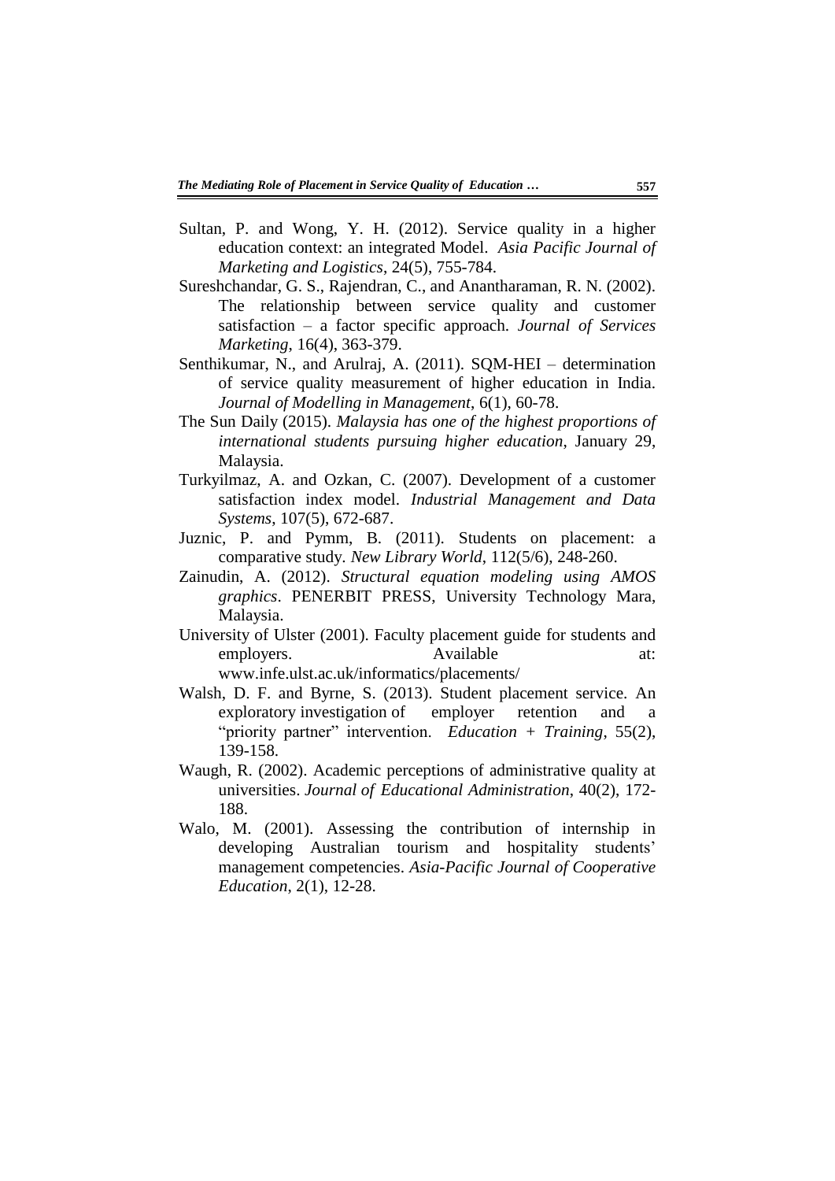Sultan, P. and Wong, Y. H. (2012). Service quality in a higher education context: an integrated Model. *Asia Pacific Journal of Marketing and Logistics*, 24(5), 755-784.

Sureshchandar, G. S., Rajendran, C., and Anantharaman, R. N. (2002). The relationship between service quality and customer satisfaction – a factor specific approach. *Journal of Services Marketing*, 16(4), 363-379.

Senthikumar, N., and Arulraj, A. (2011). SQM-HEI – determination of service quality measurement of higher education in India. *Journal of Modelling in Management*, 6(1), 60-78.

The Sun Daily (2015). *Malaysia has one of the highest proportions of international students pursuing higher education*, January 29, Malaysia.

Turkyilmaz, A. and Ozkan, C. (2007). Development of a customer satisfaction index model. *Industrial Management and Data Systems*, 107(5), 672-687.

Juznic, P. and Pymm, B. (2011). Students on placement: a comparative study. *New Library World*, 112(5/6), 248-260.

Zainudin, A. (2012). *Structural equation modeling using AMOS graphics*. PENERBIT PRESS, University Technology Mara, Malaysia.

University of Ulster (2001). Faculty placement guide for students and employers. Available at: www.infe.ulst.ac.uk/informatics/placements/

Walsh, D. F. and Byrne, S. (2013). Student placement service. An exploratory investigation of employer retention and a "priority partner" intervention. *Education + Training*, 55(2), 139-158.

Waugh, R. (2002). Academic perceptions of administrative quality at universities. *Journal of Educational Administration*, 40(2), 172-188.

Walo, M. (2001). Assessing the contribution of internship in developing Australian tourism and hospitality students' management competencies. *Asia-Pacific Journal of Cooperative Education*, 2(1), 12-28.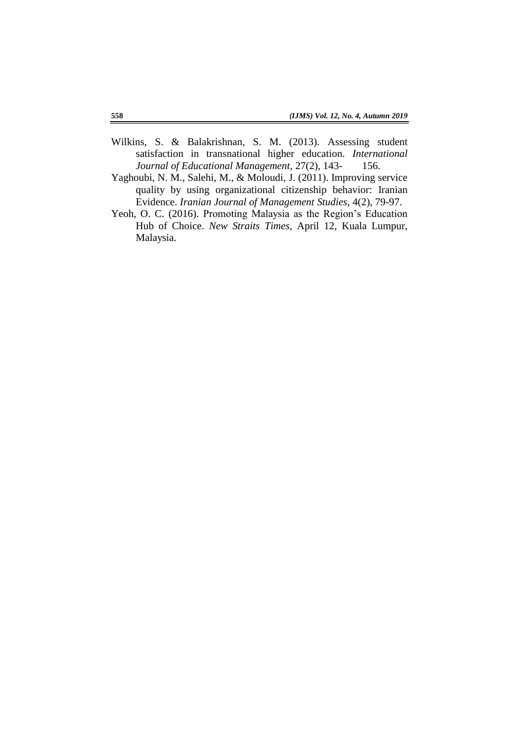Wilkins, S. & Balakrishnan, S. M. (2013). Assessing student satisfaction in transnational higher education. *International Journal of Educational Management*, 27(2), 143- 156.

Yaghoubi, N. M., Salehi, M., & Moloudi, J. (2011). Improving service quality by using organizational citizenship behavior: Iranian Evidence. *Iranian Journal of Management Studies*, 4(2), 79-97.

Yeoh, O. C. (2016). Promoting Malaysia as the Region's Education Hub of Choice. *New Straits Times*, April 12, Kuala Lumpur, Malaysia.